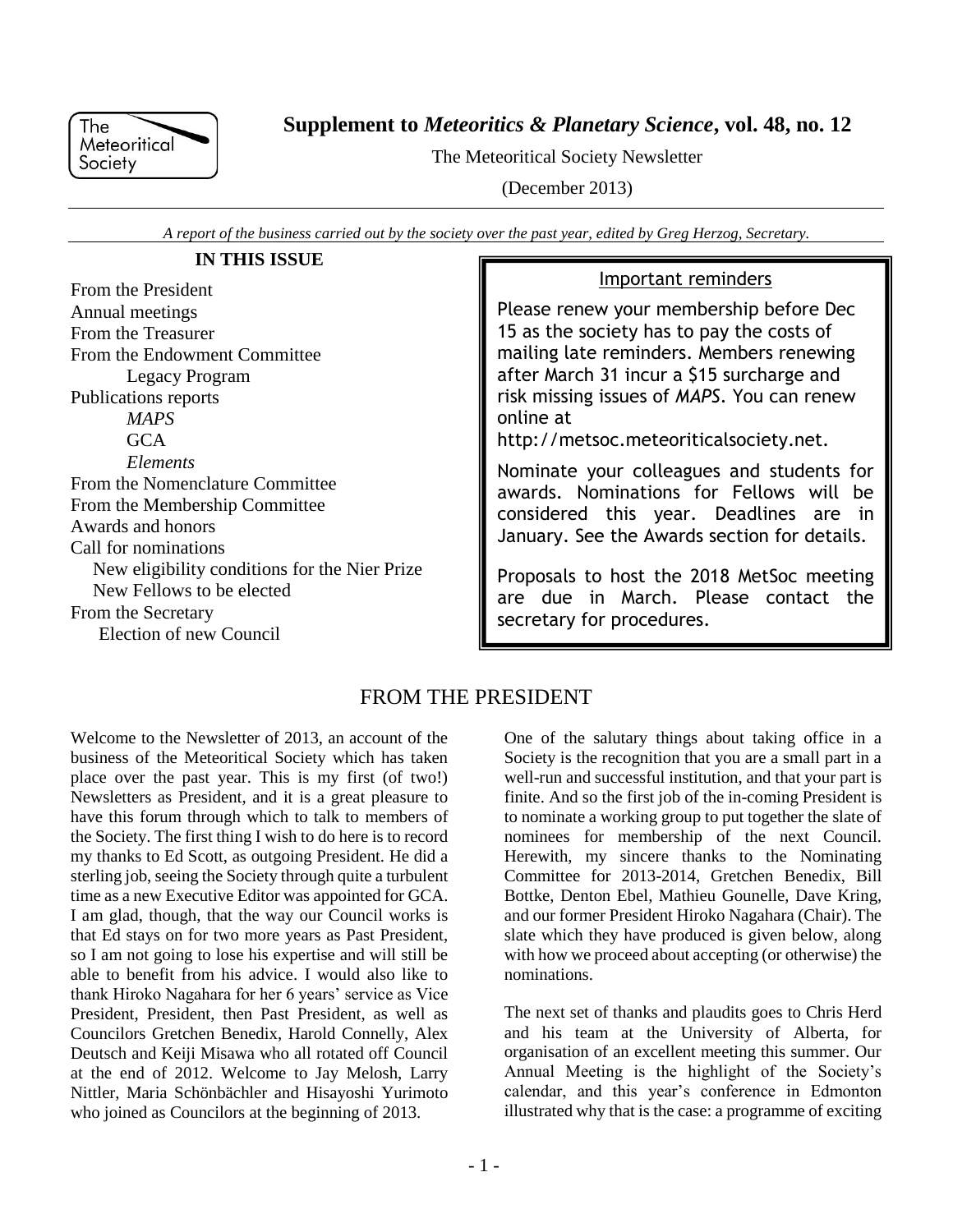The Meteoritical Society

# Supplement to *Meteoritics & Planetary Science*, vol. 48, no. 12

The Meteoritical Society Newsletter

(December 2013)

*A report of the business carried out by the society over the past year, edited by Greg Herzog, Secretary.*

**IN THIS ISSUE**

From the President
Annual meetings
From the Treasurer
From the Endowment Committee
- Legacy Program

Publications reports
- *MAPS*
- GCA
- *Elements*

From the Nomenclature Committee
From the Membership Committee
Awards and honors
Call for nominations
- New eligibility conditions for the Nier Prize
- New Fellows to be elected

From the Secretary
- Election of new Council

---

**Important reminders**

Please renew your membership before Dec 15 as the society has to pay the costs of mailing late reminders. Members renewing after March 31 incur a $15 surcharge and risk missing issues of *MAPS*. You can renew online at http://metsoc.meteoriticalsociety.net.

Nominate your colleagues and students for awards. Nominations for Fellows will be considered this year. Deadlines are in January. See the Awards section for details.

Proposals to host the 2018 MetSoc meeting are due in March. Please contact the secretary for procedures.

---

## FROM THE PRESIDENT

Welcome to the Newsletter of 2013, an account of the business of the Meteoritical Society which has taken place over the past year. This is my first (of two!) Newsletters as President, and it is a great pleasure to have this forum through which to talk to members of the Society. The first thing I wish to do here is to record my thanks to Ed Scott, as outgoing President. He did a sterling job, seeing the Society through quite a turbulent time as a new Executive Editor was appointed for GCA. I am glad, though, that the way our Council works is that Ed stays on for two more years as Past President, so I am not going to lose his expertise and will still be able to benefit from his advice. I would also like to thank Hiroko Nagahara for her 6 years' service as Vice President, President, then Past President, as well as Councilors Gretchen Benedix, Harold Connelly, Alex Deutsch and Keiji Misawa who all rotated off Council at the end of 2012. Welcome to Jay Melosh, Larry Nittler, Maria Schönbächler and Hisayoshi Yurimoto who joined as Councilors at the beginning of 2013.

One of the salutary things about taking office in a Society is the recognition that you are a small part in a well-run and successful institution, and that your part is finite. And so the first job of the in-coming President is to nominate a working group to put together the slate of nominees for membership of the next Council. Herewith, my sincere thanks to the Nominating Committee for 2013-2014, Gretchen Benedix, Bill Bottke, Denton Ebel, Mathieu Gounelle, Dave Kring, and our former President Hiroko Nagahara (Chair). The slate which they have produced is given below, along with how we proceed about accepting (or otherwise) the nominations.

The next set of thanks and plaudits goes to Chris Herd and his team at the University of Alberta, for organisation of an excellent meeting this summer. Our Annual Meeting is the highlight of the Society's calendar, and this year's conference in Edmonton illustrated why that is the case: a programme of exciting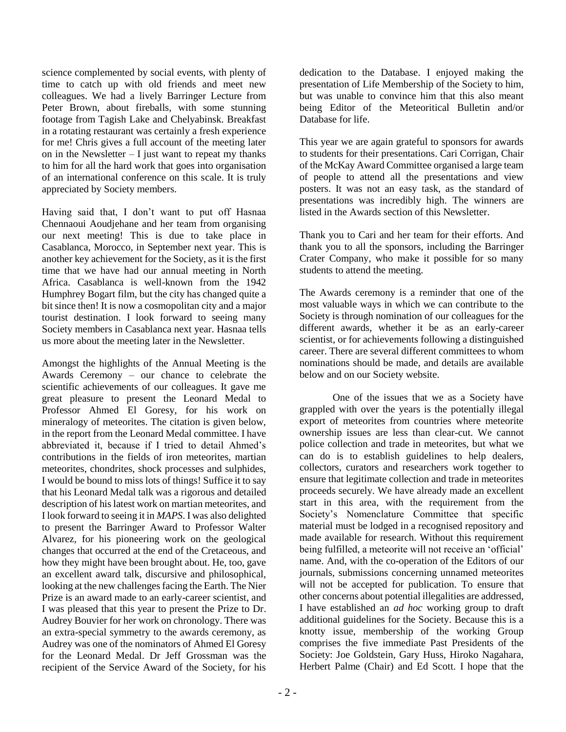science complemented by social events, with plenty of time to catch up with old friends and meet new colleagues. We had a lively Barringer Lecture from Peter Brown, about fireballs, with some stunning footage from Tagish Lake and Chelyabinsk. Breakfast in a rotating restaurant was certainly a fresh experience for me! Chris gives a full account of the meeting later on in the Newsletter – I just want to repeat my thanks to him for all the hard work that goes into organisation of an international conference on this scale. It is truly appreciated by Society members.

Having said that, I don't want to put off Hasnaa Chennaoui Aoudjehane and her team from organising our next meeting! This is due to take place in Casablanca, Morocco, in September next year. This is another key achievement for the Society, as it is the first time that we have had our annual meeting in North Africa. Casablanca is well-known from the 1942 Humphrey Bogart film, but the city has changed quite a bit since then! It is now a cosmopolitan city and a major tourist destination. I look forward to seeing many Society members in Casablanca next year. Hasnaa tells us more about the meeting later in the Newsletter.

Amongst the highlights of the Annual Meeting is the Awards Ceremony – our chance to celebrate the scientific achievements of our colleagues. It gave me great pleasure to present the Leonard Medal to Professor Ahmed El Goresy, for his work on mineralogy of meteorites. The citation is given below, in the report from the Leonard Medal committee. I have abbreviated it, because if I tried to detail Ahmed's contributions in the fields of iron meteorites, martian meteorites, chondrites, shock processes and sulphides, I would be bound to miss lots of things! Suffice it to say that his Leonard Medal talk was a rigorous and detailed description of his latest work on martian meteorites, and I look forward to seeing it in *MAPS*. I was also delighted to present the Barringer Award to Professor Walter Alvarez, for his pioneering work on the geological changes that occurred at the end of the Cretaceous, and how they might have been brought about. He, too, gave an excellent award talk, discursive and philosophical, looking at the new challenges facing the Earth. The Nier Prize is an award made to an early-career scientist, and I was pleased that this year to present the Prize to Dr. Audrey Bouvier for her work on chronology. There was an extra-special symmetry to the awards ceremony, as Audrey was one of the nominators of Ahmed El Goresy for the Leonard Medal. Dr Jeff Grossman was the recipient of the Service Award of the Society, for his dedication to the Database. I enjoyed making the presentation of Life Membership of the Society to him, but was unable to convince him that this also meant being Editor of the Meteoritical Bulletin and/or Database for life.

This year we are again grateful to sponsors for awards to students for their presentations. Cari Corrigan, Chair of the McKay Award Committee organised a large team of people to attend all the presentations and view posters. It was not an easy task, as the standard of presentations was incredibly high. The winners are listed in the Awards section of this Newsletter.

Thank you to Cari and her team for their efforts. And thank you to all the sponsors, including the Barringer Crater Company, who make it possible for so many students to attend the meeting.

The Awards ceremony is a reminder that one of the most valuable ways in which we can contribute to the Society is through nomination of our colleagues for the different awards, whether it be as an early-career scientist, or for achievements following a distinguished career. There are several different committees to whom nominations should be made, and details are available below and on our Society website.

One of the issues that we as a Society have grappled with over the years is the potentially illegal export of meteorites from countries where meteorite ownership issues are less than clear-cut. We cannot police collection and trade in meteorites, but what we can do is to establish guidelines to help dealers, collectors, curators and researchers work together to ensure that legitimate collection and trade in meteorites proceeds securely. We have already made an excellent start in this area, with the requirement from the Society's Nomenclature Committee that specific material must be lodged in a recognised repository and made available for research. Without this requirement being fulfilled, a meteorite will not receive an 'official' name. And, with the co-operation of the Editors of our journals, submissions concerning unnamed meteorites will not be accepted for publication. To ensure that other concerns about potential illegalities are addressed, I have established an *ad hoc* working group to draft additional guidelines for the Society. Because this is a knotty issue, membership of the working Group comprises the five immediate Past Presidents of the Society: Joe Goldstein, Gary Huss, Hiroko Nagahara, Herbert Palme (Chair) and Ed Scott. I hope that the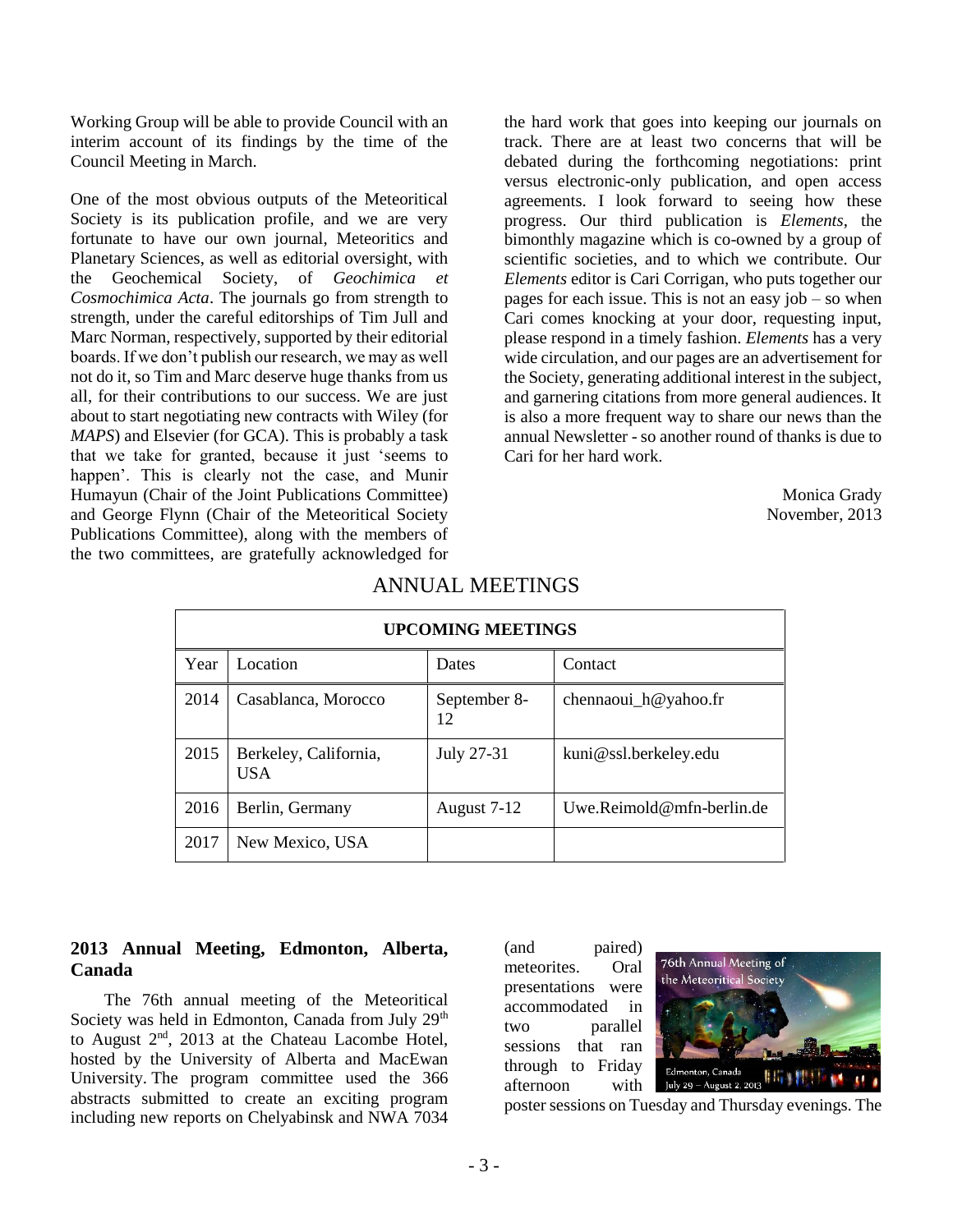Working Group will be able to provide Council with an interim account of its findings by the time of the Council Meeting in March.

One of the most obvious outputs of the Meteoritical Society is its publication profile, and we are very fortunate to have our own journal, Meteoritics and Planetary Sciences, as well as editorial oversight, with the Geochemical Society, of *Geochimica et Cosmochimica Acta*. The journals go from strength to strength, under the careful editorships of Tim Jull and Marc Norman, respectively, supported by their editorial boards. If we don't publish our research, we may as well not do it, so Tim and Marc deserve huge thanks from us all, for their contributions to our success. We are just about to start negotiating new contracts with Wiley (for *MAPS*) and Elsevier (for GCA). This is probably a task that we take for granted, because it just 'seems to happen'. This is clearly not the case, and Munir Humayun (Chair of the Joint Publications Committee) and George Flynn (Chair of the Meteoritical Society Publications Committee), along with the members of the two committees, are gratefully acknowledged for the hard work that goes into keeping our journals on track. There are at least two concerns that will be debated during the forthcoming negotiations: print versus electronic-only publication, and open access agreements. I look forward to seeing how these progress. Our third publication is *Elements*, the bimonthly magazine which is co-owned by a group of scientific societies, and to which we contribute. Our *Elements* editor is Cari Corrigan, who puts together our pages for each issue. This is not an easy job – so when Cari comes knocking at your door, requesting input, please respond in a timely fashion. *Elements* has a very wide circulation, and our pages are an advertisement for the Society, generating additional interest in the subject, and garnering citations from more general audiences. It is also a more frequent way to share our news than the annual Newsletter - so another round of thanks is due to Cari for her hard work.

Monica Grady
November, 2013

# ANNUAL MEETINGS

| UPCOMING MEETINGS | | | |
|---|---|---|---|
| Year | Location | Dates | Contact |
| 2014 | Casablanca, Morocco | September 8-12 | chennaoui_h@yahoo.fr |
| 2015 | Berkeley, California, USA | July 27-31 | kuni@ssl.berkeley.edu |
| 2016 | Berlin, Germany | August 7-12 | Uwe.Reimold@mfn-berlin.de |
| 2017 | New Mexico, USA | | |

## 2013 Annual Meeting, Edmonton, Alberta, Canada

The 76th annual meeting of the Meteoritical Society was held in Edmonton, Canada from July 29th to August 2nd, 2013 at the Chateau Lacombe Hotel, hosted by the University of Alberta and MacEwan University. The program committee used the 366 abstracts submitted to create an exciting program including new reports on Chelyabinsk and NWA 7034 (and paired) meteorites. Oral presentations were accommodated in two parallel sessions that ran through to Friday afternoon with poster sessions on Tuesday and Thursday evenings. The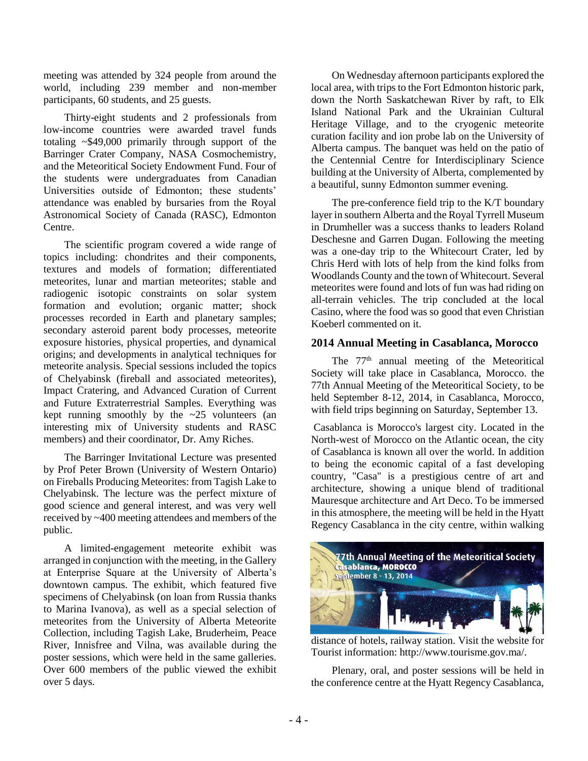meeting was attended by 324 people from around the world, including 239 member and non-member participants, 60 students, and 25 guests.

Thirty-eight students and 2 professionals from low-income countries were awarded travel funds totaling ~$49,000 primarily through support of the Barringer Crater Company, NASA Cosmochemistry, and the Meteoritical Society Endowment Fund. Four of the students were undergraduates from Canadian Universities outside of Edmonton; these students' attendance was enabled by bursaries from the Royal Astronomical Society of Canada (RASC), Edmonton Centre.

The scientific program covered a wide range of topics including: chondrites and their components, textures and models of formation; differentiated meteorites, lunar and martian meteorites; stable and radiogenic isotopic constraints on solar system formation and evolution; organic matter; shock processes recorded in Earth and planetary samples; secondary asteroid parent body processes, meteorite exposure histories, physical properties, and dynamical origins; and developments in analytical techniques for meteorite analysis. Special sessions included the topics of Chelyabinsk (fireball and associated meteorites), Impact Cratering, and Advanced Curation of Current and Future Extraterrestrial Samples. Everything was kept running smoothly by the ~25 volunteers (an interesting mix of University students and RASC members) and their coordinator, Dr. Amy Riches.

The Barringer Invitational Lecture was presented by Prof Peter Brown (University of Western Ontario) on Fireballs Producing Meteorites: from Tagish Lake to Chelyabinsk. The lecture was the perfect mixture of good science and general interest, and was very well received by ~400 meeting attendees and members of the public.

A limited-engagement meteorite exhibit was arranged in conjunction with the meeting, in the Gallery at Enterprise Square at the University of Alberta's downtown campus. The exhibit, which featured five specimens of Chelyabinsk (on loan from Russia thanks to Marina Ivanova), as well as a special selection of meteorites from the University of Alberta Meteorite Collection, including Tagish Lake, Bruderheim, Peace River, Innisfree and Vilna, was available during the poster sessions, which were held in the same galleries. Over 600 members of the public viewed the exhibit over 5 days.

On Wednesday afternoon participants explored the local area, with trips to the Fort Edmonton historic park, down the North Saskatchewan River by raft, to Elk Island National Park and the Ukrainian Cultural Heritage Village, and to the cryogenic meteorite curation facility and ion probe lab on the University of Alberta campus. The banquet was held on the patio of the Centennial Centre for Interdisciplinary Science building at the University of Alberta, complemented by a beautiful, sunny Edmonton summer evening.

The pre-conference field trip to the K/T boundary layer in southern Alberta and the Royal Tyrrell Museum in Drumheller was a success thanks to leaders Roland Deschesne and Garren Dugan. Following the meeting was a one-day trip to the Whitecourt Crater, led by Chris Herd with lots of help from the kind folks from Woodlands County and the town of Whitecourt. Several meteorites were found and lots of fun was had riding on all-terrain vehicles. The trip concluded at the local Casino, where the food was so good that even Christian Koeberl commented on it.

## 2014 Annual Meeting in Casablanca, Morocco

The 77th annual meeting of the Meteoritical Society will take place in Casablanca, Morocco. the 77th Annual Meeting of the Meteoritical Society, to be held September 8-12, 2014, in Casablanca, Morocco, with field trips beginning on Saturday, September 13.

Casablanca is Morocco's largest city. Located in the North-west of Morocco on the Atlantic ocean, the city of Casablanca is known all over the world. In addition to being the economic capital of a fast developing country, "Casa" is a prestigious centre of art and architecture, showing a unique blend of traditional Mauresque architecture and Art Deco. To be immersed in this atmosphere, the meeting will be held in the Hyatt Regency Casablanca in the city centre, within walking distance of hotels, railway station. Visit the website for Tourist information: http://www.tourisme.gov.ma/.

77th Annual Meeting of the Meteoritical Society
Casablanca, MOROCCO
September 8 - 13, 2014

Plenary, oral, and poster sessions will be held in the conference centre at the Hyatt Regency Casablanca,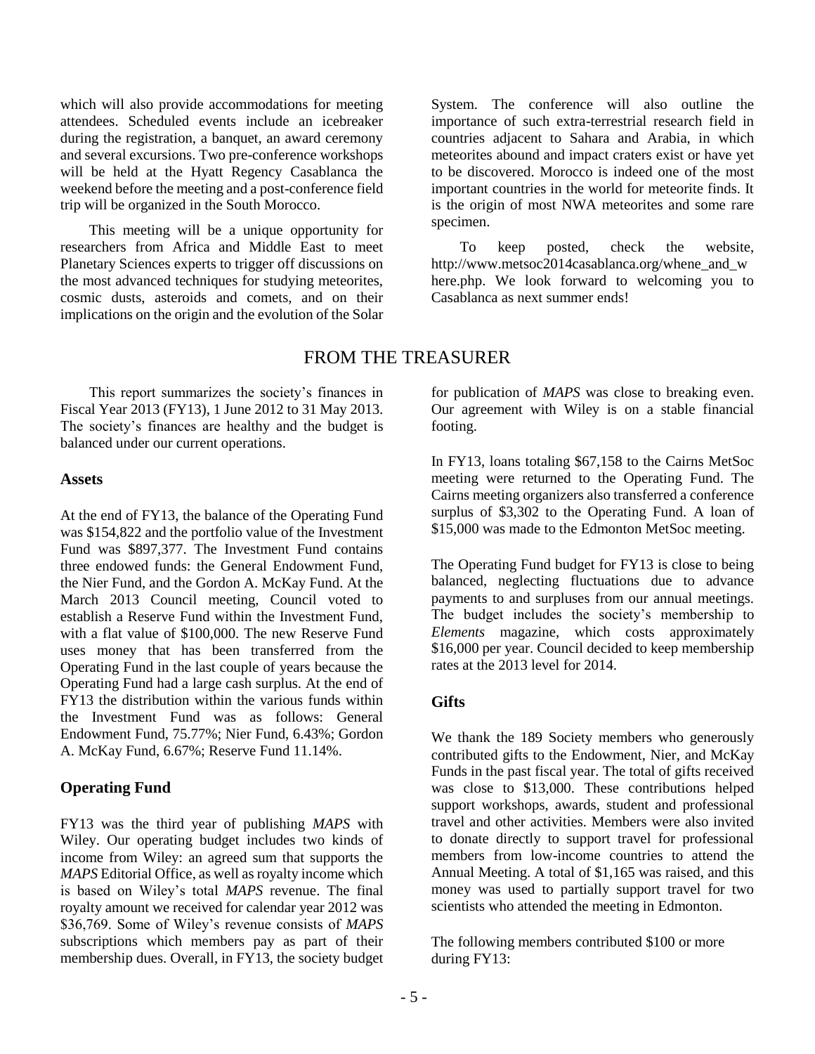which will also provide accommodations for meeting attendees. Scheduled events include an icebreaker during the registration, a banquet, an award ceremony and several excursions. Two pre-conference workshops will be held at the Hyatt Regency Casablanca the weekend before the meeting and a post-conference field trip will be organized in the South Morocco.

This meeting will be a unique opportunity for researchers from Africa and Middle East to meet Planetary Sciences experts to trigger off discussions on the most advanced techniques for studying meteorites, cosmic dusts, asteroids and comets, and on their implications on the origin and the evolution of the Solar System. The conference will also outline the importance of such extra-terrestrial research field in countries adjacent to Sahara and Arabia, in which meteorites abound and impact craters exist or have yet to be discovered. Morocco is indeed one of the most important countries in the world for meteorite finds. It is the origin of most NWA meteorites and some rare specimen.

To keep posted, check the website, http://www.metsoc2014casablanca.org/whene_and_where.php. We look forward to welcoming you to Casablanca as next summer ends!

# FROM THE TREASURER

This report summarizes the society's finances in Fiscal Year 2013 (FY13), 1 June 2012 to 31 May 2013. The society's finances are healthy and the budget is balanced under our current operations.

### Assets

At the end of FY13, the balance of the Operating Fund was $154,822 and the portfolio value of the Investment Fund was $897,377. The Investment Fund contains three endowed funds: the General Endowment Fund, the Nier Fund, and the Gordon A. McKay Fund. At the March 2013 Council meeting, Council voted to establish a Reserve Fund within the Investment Fund, with a flat value of $100,000. The new Reserve Fund uses money that has been transferred from the Operating Fund in the last couple of years because the Operating Fund had a large cash surplus. At the end of FY13 the distribution within the various funds within the Investment Fund was as follows: General Endowment Fund, 75.77%; Nier Fund, 6.43%; Gordon A. McKay Fund, 6.67%; Reserve Fund 11.14%.

### Operating Fund

FY13 was the third year of publishing *MAPS* with Wiley. Our operating budget includes two kinds of income from Wiley: an agreed sum that supports the *MAPS* Editorial Office, as well as royalty income which is based on Wiley's total *MAPS* revenue. The final royalty amount we received for calendar year 2012 was $36,769. Some of Wiley's revenue consists of *MAPS* subscriptions which members pay as part of their membership dues. Overall, in FY13, the society budget for publication of *MAPS* was close to breaking even. Our agreement with Wiley is on a stable financial footing.

In FY13, loans totaling $67,158 to the Cairns MetSoc meeting were returned to the Operating Fund. The Cairns meeting organizers also transferred a conference surplus of $3,302 to the Operating Fund. A loan of $15,000 was made to the Edmonton MetSoc meeting.

The Operating Fund budget for FY13 is close to being balanced, neglecting fluctuations due to advance payments to and surpluses from our annual meetings. The budget includes the society's membership to *Elements* magazine, which costs approximately $16,000 per year. Council decided to keep membership rates at the 2013 level for 2014.

### Gifts

We thank the 189 Society members who generously contributed gifts to the Endowment, Nier, and McKay Funds in the past fiscal year. The total of gifts received was close to $13,000. These contributions helped support workshops, awards, student and professional travel and other activities. Members were also invited to donate directly to support travel for professional members from low-income countries to attend the Annual Meeting. A total of $1,165 was raised, and this money was used to partially support travel for two scientists who attended the meeting in Edmonton.

The following members contributed $100 or more during FY13: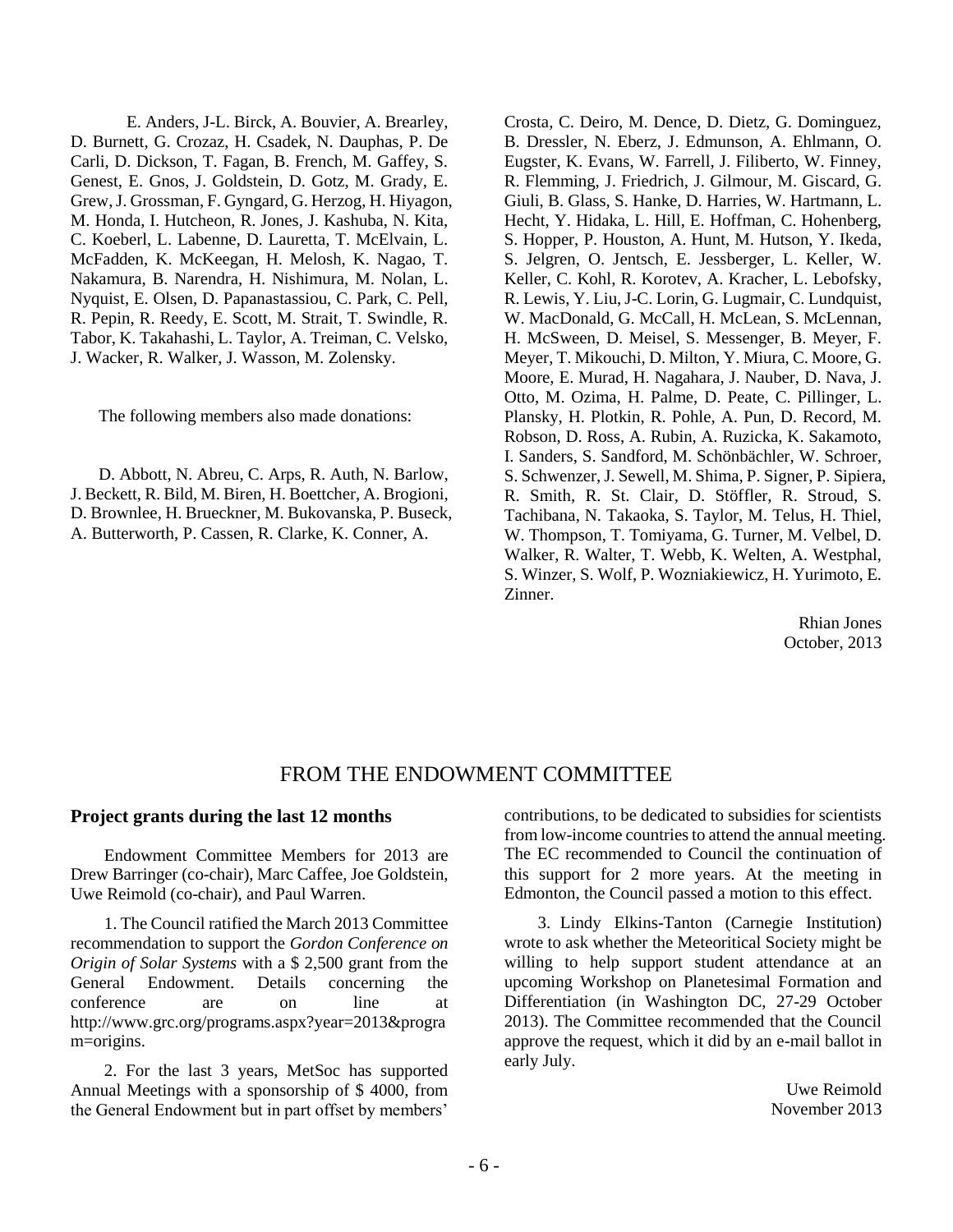E. Anders, J-L. Birck, A. Bouvier, A. Brearley, D. Burnett, G. Crozaz, H. Csadek, N. Dauphas, P. De Carli, D. Dickson, T. Fagan, B. French, M. Gaffey, S. Genest, E. Gnos, J. Goldstein, D. Gotz, M. Grady, E. Grew, J. Grossman, F. Gyngard, G. Herzog, H. Hiyagon, M. Honda, I. Hutcheon, R. Jones, J. Kashuba, N. Kita, C. Koeberl, L. Labenne, D. Lauretta, T. McElvain, L. McFadden, K. McKeegan, H. Melosh, K. Nagao, T. Nakamura, B. Narendra, H. Nishimura, M. Nolan, L. Nyquist, E. Olsen, D. Papanastassiou, C. Park, C. Pell, R. Pepin, R. Reedy, E. Scott, M. Strait, T. Swindle, R. Tabor, K. Takahashi, L. Taylor, A. Treiman, C. Velsko, J. Wacker, R. Walker, J. Wasson, M. Zolensky.

The following members also made donations:

D. Abbott, N. Abreu, C. Arps, R. Auth, N. Barlow, J. Beckett, R. Bild, M. Biren, H. Boettcher, A. Brogioni, D. Brownlee, H. Brueckner, M. Bukovanska, P. Buseck, A. Butterworth, P. Cassen, R. Clarke, K. Conner, A. Crosta, C. Deiro, M. Dence, D. Dietz, G. Dominguez, B. Dressler, N. Eberz, J. Edmunson, A. Ehlmann, O. Eugster, K. Evans, W. Farrell, J. Filiberto, W. Finney, R. Flemming, J. Friedrich, J. Gilmour, M. Giscard, G. Giuli, B. Glass, S. Hanke, D. Harries, W. Hartmann, L. Hecht, Y. Hidaka, L. Hill, E. Hoffman, C. Hohenberg, S. Hopper, P. Houston, A. Hunt, M. Hutson, Y. Ikeda, S. Jelgren, O. Jentsch, E. Jessberger, L. Keller, W. Keller, C. Kohl, R. Korotev, A. Kracher, L. Lebofsky, R. Lewis, Y. Liu, J-C. Lorin, G. Lugmair, C. Lundquist, W. MacDonald, G. McCall, H. McLean, S. McLennan, H. McSween, D. Meisel, S. Messenger, B. Meyer, F. Meyer, T. Mikouchi, D. Milton, Y. Miura, C. Moore, G. Moore, E. Murad, H. Nagahara, J. Nauber, D. Nava, J. Otto, M. Ozima, H. Palme, D. Peate, C. Pillinger, L. Plansky, H. Plotkin, R. Pohle, A. Pun, D. Record, M. Robson, D. Ross, A. Rubin, A. Ruzicka, K. Sakamoto, I. Sanders, S. Sandford, M. Schönbächler, W. Schroer, S. Schwenzer, J. Sewell, M. Shima, P. Signer, P. Sipiera, R. Smith, R. St. Clair, D. Stöffler, R. Stroud, S. Tachibana, N. Takaoka, S. Taylor, M. Telus, H. Thiel, W. Thompson, T. Tomiyama, G. Turner, M. Velbel, D. Walker, R. Walter, T. Webb, K. Welten, A. Westphal, S. Winzer, S. Wolf, P. Wozniakiewicz, H. Yurimoto, E. Zinner.

Rhian Jones
October, 2013

## FROM THE ENDOWMENT COMMITTEE

### Project grants during the last 12 months

Endowment Committee Members for 2013 are Drew Barringer (co-chair), Marc Caffee, Joe Goldstein, Uwe Reimold (co-chair), and Paul Warren.

1. The Council ratified the March 2013 Committee recommendation to support the *Gordon Conference on Origin of Solar Systems* with a $ 2,500 grant from the General Endowment. Details concerning the conference are on line at http://www.grc.org/programs.aspx?year=2013&program=origins.

2. For the last 3 years, MetSoc has supported Annual Meetings with a sponsorship of $ 4000, from the General Endowment but in part offset by members' contributions, to be dedicated to subsidies for scientists from low-income countries to attend the annual meeting. The EC recommended to Council the continuation of this support for 2 more years. At the meeting in Edmonton, the Council passed a motion to this effect.

3. Lindy Elkins-Tanton (Carnegie Institution) wrote to ask whether the Meteoritical Society might be willing to help support student attendance at an upcoming Workshop on Planetesimal Formation and Differentiation (in Washington DC, 27-29 October 2013). The Committee recommended that the Council approve the request, which it did by an e-mail ballot in early July.

Uwe Reimold
November 2013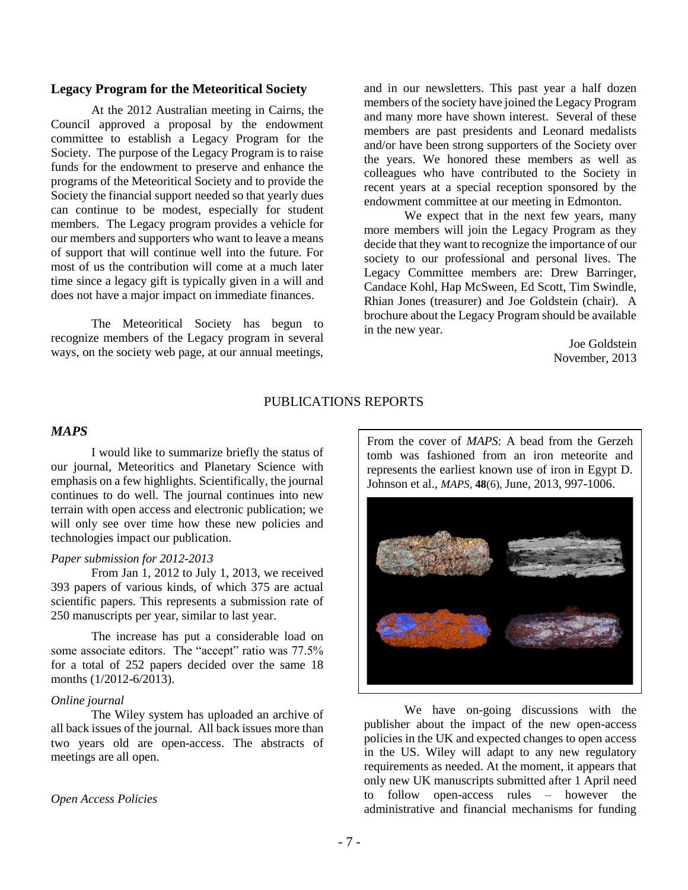## Legacy Program for the Meteoritical Society

At the 2012 Australian meeting in Cairns, the Council approved a proposal by the endowment committee to establish a Legacy Program for the Society. The purpose of the Legacy Program is to raise funds for the endowment to preserve and enhance the programs of the Meteoritical Society and to provide the Society the financial support needed so that yearly dues can continue to be modest, especially for student members. The Legacy program provides a vehicle for our members and supporters who want to leave a means of support that will continue well into the future. For most of us the contribution will come at a much later time since a legacy gift is typically given in a will and does not have a major impact on immediate finances.

The Meteoritical Society has begun to recognize members of the Legacy program in several ways, on the society web page, at our annual meetings, and in our newsletters. This past year a half dozen members of the society have joined the Legacy Program and many more have shown interest. Several of these members are past presidents and Leonard medalists and/or have been strong supporters of the Society over the years. We honored these members as well as colleagues who have contributed to the Society in recent years at a special reception sponsored by the endowment committee at our meeting in Edmonton.

We expect that in the next few years, many more members will join the Legacy Program as they decide that they want to recognize the importance of our society to our professional and personal lives. The Legacy Committee members are: Drew Barringer, Candace Kohl, Hap McSween, Ed Scott, Tim Swindle, Rhian Jones (treasurer) and Joe Goldstein (chair). A brochure about the Legacy Program should be available in the new year.

Joe Goldstein
November, 2013

## PUBLICATIONS REPORTS

### *MAPS*

I would like to summarize briefly the status of our journal, Meteoritics and Planetary Science with emphasis on a few highlights. Scientifically, the journal continues to do well. The journal continues into new terrain with open access and electronic publication; we will only see over time how these new policies and technologies impact our publication.

*Paper submission for 2012-2013*

From Jan 1, 2012 to July 1, 2013, we received 393 papers of various kinds, of which 375 are actual scientific papers. This represents a submission rate of 250 manuscripts per year, similar to last year.

The increase has put a considerable load on some associate editors. The "accept" ratio was 77.5% for a total of 252 papers decided over the same 18 months (1/2012-6/2013).

*Online journal*

The Wiley system has uploaded an archive of all back issues of the journal. All back issues more than two years old are open-access. The abstracts of meetings are all open.

From the cover of *MAPS*: A bead from the Gerzeh tomb was fashioned from an iron meteorite and represents the earliest known use of iron in Egypt D. Johnson et al., *MAPS*, **48**(6), June, 2013, 997-1006.

*Open Access Policies*

We have on-going discussions with the publisher about the impact of the new open-access policies in the UK and expected changes to open access in the US. Wiley will adapt to any new regulatory requirements as needed. At the moment, it appears that only new UK manuscripts submitted after 1 April need to follow open-access rules – however the administrative and financial mechanisms for funding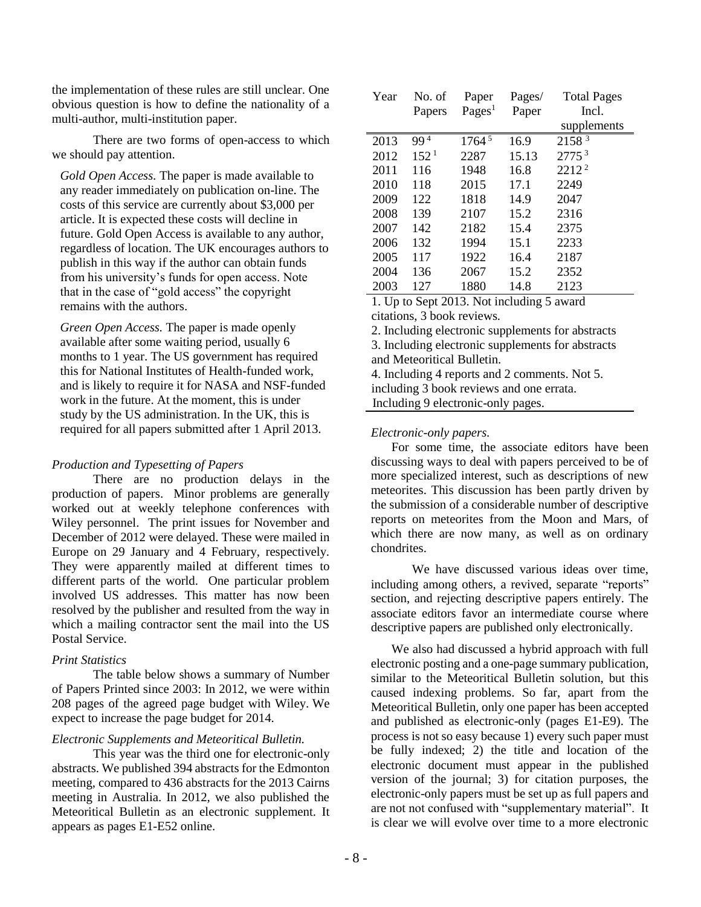the implementation of these rules are still unclear. One obvious question is how to define the nationality of a multi-author, multi-institution paper.

There are two forms of open-access to which we should pay attention.

*Gold Open Access.* The paper is made available to any reader immediately on publication on-line. The costs of this service are currently about $3,000 per article. It is expected these costs will decline in future. Gold Open Access is available to any author, regardless of location. The UK encourages authors to publish in this way if the author can obtain funds from his university's funds for open access. Note that in the case of "gold access" the copyright remains with the authors.

*Green Open Access.* The paper is made openly available after some waiting period, usually 6 months to 1 year. The US government has required this for National Institutes of Health-funded work, and is likely to require it for NASA and NSF-funded work in the future. At the moment, this is under study by the US administration. In the UK, this is required for all papers submitted after 1 April 2013.

*Production and Typesetting of Papers*

There are no production delays in the production of papers. Minor problems are generally worked out at weekly telephone conferences with Wiley personnel. The print issues for November and December of 2012 were delayed. These were mailed in Europe on 29 January and 4 February, respectively. They were apparently mailed at different times to different parts of the world. One particular problem involved US addresses. This matter has now been resolved by the publisher and resulted from the way in which a mailing contractor sent the mail into the US Postal Service.

*Print Statistics*

The table below shows a summary of Number of Papers Printed since 2003: In 2012, we were within 208 pages of the agreed page budget with Wiley. We expect to increase the page budget for 2014.

*Electronic Supplements and Meteoritical Bulletin.*

This year was the third one for electronic-only abstracts. We published 394 abstracts for the Edmonton meeting, compared to 436 abstracts for the 2013 Cairns meeting in Australia. In 2012, we also published the Meteoritical Bulletin as an electronic supplement. It appears as pages E1-E52 online.

| Year | No. of Papers | Paper Pages[1] | Pages/ Paper | Total Pages Incl. supplements |
|---|---|---|---|---|
| 2013 | 99 [4] | 1764 [5] | 16.9 | 2158 [3] |
| 2012 | 152 [1] | 2287 | 15.13 | 2775 [3] |
| 2011 | 116 | 1948 | 16.8 | 2212 [2] |
| 2010 | 118 | 2015 | 17.1 | 2249 |
| 2009 | 122 | 1818 | 14.9 | 2047 |
| 2008 | 139 | 2107 | 15.2 | 2316 |
| 2007 | 142 | 2182 | 15.4 | 2375 |
| 2006 | 132 | 1994 | 15.1 | 2233 |
| 2005 | 117 | 1922 | 16.4 | 2187 |
| 2004 | 136 | 2067 | 15.2 | 2352 |
| 2003 | 127 | 1880 | 14.8 | 2123 |

1. Up to Sept 2013. Not including 5 award citations, 3 book reviews.
2. Including electronic supplements for abstracts
3. Including electronic supplements for abstracts and Meteoritical Bulletin.
4. Including 4 reports and 2 comments. Not 5. including 3 book reviews and one errata. Including 9 electronic-only pages.

*Electronic-only papers.*

For some time, the associate editors have been discussing ways to deal with papers perceived to be of more specialized interest, such as descriptions of new meteorites. This discussion has been partly driven by the submission of a considerable number of descriptive reports on meteorites from the Moon and Mars, of which there are now many, as well as on ordinary chondrites.

We have discussed various ideas over time, including among others, a revived, separate "reports" section, and rejecting descriptive papers entirely. The associate editors favor an intermediate course where descriptive papers are published only electronically.

We also had discussed a hybrid approach with full electronic posting and a one-page summary publication, similar to the Meteoritical Bulletin solution, but this caused indexing problems. So far, apart from the Meteoritical Bulletin, only one paper has been accepted and published as electronic-only (pages E1-E9). The process is not so easy because 1) every such paper must be fully indexed; 2) the title and location of the electronic document must appear in the published version of the journal; 3) for citation purposes, the electronic-only papers must be set up as full papers and are not not confused with "supplementary material". It is clear we will evolve over time to a more electronic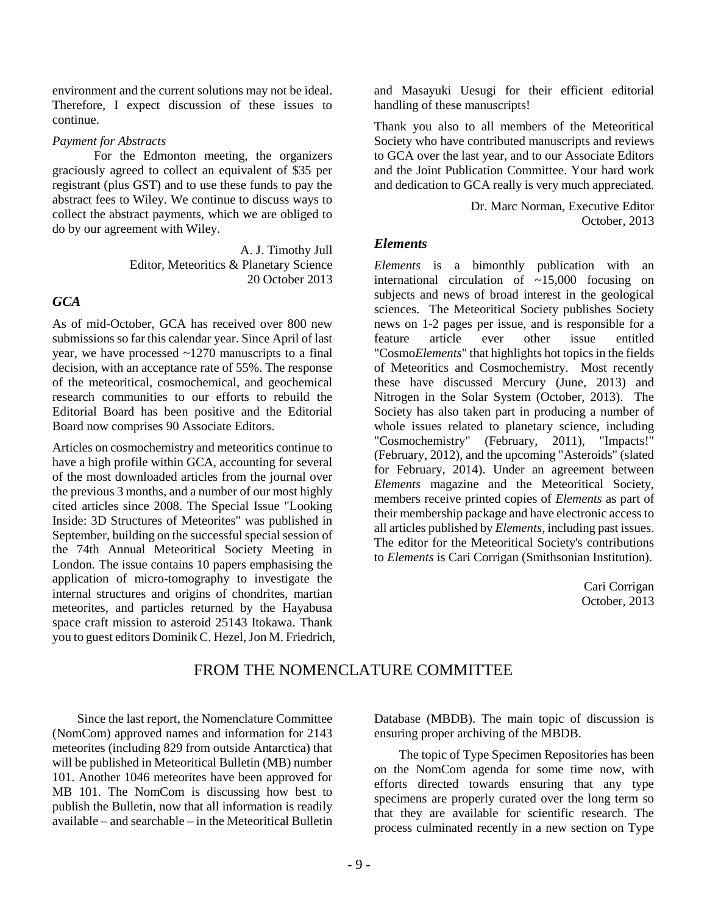environment and the current solutions may not be ideal. Therefore, I expect discussion of these issues to continue.

*Payment for Abstracts*

For the Edmonton meeting, the organizers graciously agreed to collect an equivalent of $35 per registrant (plus GST) and to use these funds to pay the abstract fees to Wiley. We continue to discuss ways to collect the abstract payments, which we are obliged to do by our agreement with Wiley.

A. J. Timothy Jull
Editor, Meteoritics & Planetary Science
20 October 2013

### *GCA*

As of mid-October, GCA has received over 800 new submissions so far this calendar year. Since April of last year, we have processed ~1270 manuscripts to a final decision, with an acceptance rate of 55%. The response of the meteoritical, cosmochemical, and geochemical research communities to our efforts to rebuild the Editorial Board has been positive and the Editorial Board now comprises 90 Associate Editors.

Articles on cosmochemistry and meteoritics continue to have a high profile within GCA, accounting for several of the most downloaded articles from the journal over the previous 3 months, and a number of our most highly cited articles since 2008. The Special Issue "Looking Inside: 3D Structures of Meteorites" was published in September, building on the successful special session of the 74th Annual Meteoritical Society Meeting in London. The issue contains 10 papers emphasising the application of micro-tomography to investigate the internal structures and origins of chondrites, martian meteorites, and particles returned by the Hayabusa space craft mission to asteroid 25143 Itokawa. Thank you to guest editors Dominik C. Hezel, Jon M. Friedrich, and Masayuki Uesugi for their efficient editorial handling of these manuscripts!

Thank you also to all members of the Meteoritical Society who have contributed manuscripts and reviews to GCA over the last year, and to our Associate Editors and the Joint Publication Committee. Your hard work and dedication to GCA really is very much appreciated.

Dr. Marc Norman, Executive Editor
October, 2013

### *Elements*

*Elements* is a bimonthly publication with an international circulation of ~15,000 focusing on subjects and news of broad interest in the geological sciences. The Meteoritical Society publishes Society news on 1-2 pages per issue, and is responsible for a feature article ever other issue entitled "Cosmo*Elements*" that highlights hot topics in the fields of Meteoritics and Cosmochemistry. Most recently these have discussed Mercury (June, 2013) and Nitrogen in the Solar System (October, 2013). The Society has also taken part in producing a number of whole issues related to planetary science, including "Cosmochemistry" (February, 2011), "Impacts!" (February, 2012), and the upcoming "Asteroids" (slated for February, 2014). Under an agreement between *Elements* magazine and the Meteoritical Society, members receive printed copies of *Elements* as part of their membership package and have electronic access to all articles published by *Elements*, including past issues. The editor for the Meteoritical Society's contributions to *Elements* is Cari Corrigan (Smithsonian Institution).

Cari Corrigan
October, 2013

## FROM THE NOMENCLATURE COMMITTEE

Since the last report, the Nomenclature Committee (NomCom) approved names and information for 2143 meteorites (including 829 from outside Antarctica) that will be published in Meteoritical Bulletin (MB) number 101. Another 1046 meteorites have been approved for MB 101. The NomCom is discussing how best to publish the Bulletin, now that all information is readily available – and searchable – in the Meteoritical Bulletin Database (MBDB). The main topic of discussion is ensuring proper archiving of the MBDB.

The topic of Type Specimen Repositories has been on the NomCom agenda for some time now, with efforts directed towards ensuring that any type specimens are properly curated over the long term so that they are available for scientific research. The process culminated recently in a new section on Type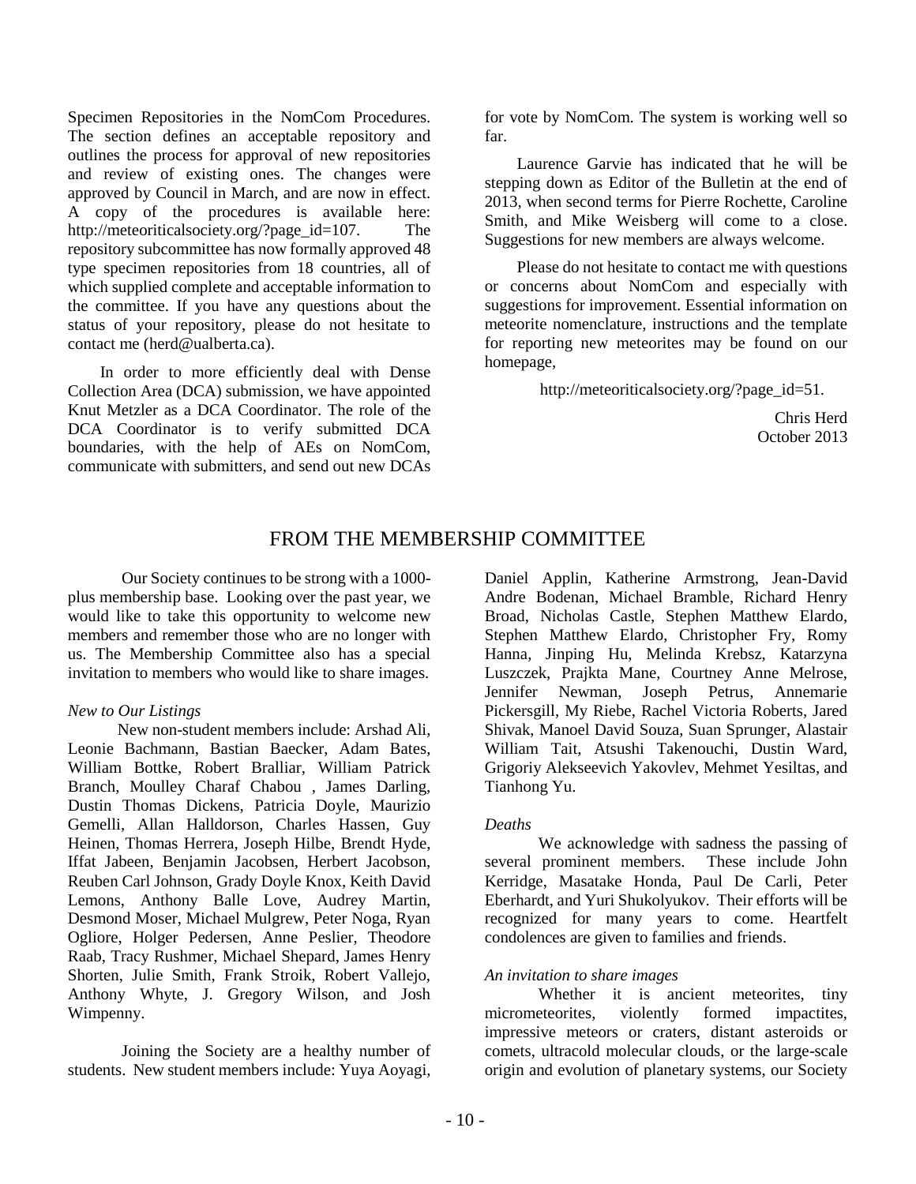Specimen Repositories in the NomCom Procedures. The section defines an acceptable repository and outlines the process for approval of new repositories and review of existing ones. The changes were approved by Council in March, and are now in effect. A copy of the procedures is available here: http://meteoriticalsociety.org/?page_id=107. The repository subcommittee has now formally approved 48 type specimen repositories from 18 countries, all of which supplied complete and acceptable information to the committee. If you have any questions about the status of your repository, please do not hesitate to contact me (herd@ualberta.ca).

In order to more efficiently deal with Dense Collection Area (DCA) submission, we have appointed Knut Metzler as a DCA Coordinator. The role of the DCA Coordinator is to verify submitted DCA boundaries, with the help of AEs on NomCom, communicate with submitters, and send out new DCAs for vote by NomCom. The system is working well so far.

Laurence Garvie has indicated that he will be stepping down as Editor of the Bulletin at the end of 2013, when second terms for Pierre Rochette, Caroline Smith, and Mike Weisberg will come to a close. Suggestions for new members are always welcome.

Please do not hesitate to contact me with questions or concerns about NomCom and especially with suggestions for improvement. Essential information on meteorite nomenclature, instructions and the template for reporting new meteorites may be found on our homepage,

http://meteoriticalsociety.org/?page_id=51.

Chris Herd
October 2013

## FROM THE MEMBERSHIP COMMITTEE

Our Society continues to be strong with a 1000-plus membership base. Looking over the past year, we would like to take this opportunity to welcome new members and remember those who are no longer with us. The Membership Committee also has a special invitation to members who would like to share images.

*New to Our Listings*

New non-student members include: Arshad Ali, Leonie Bachmann, Bastian Baecker, Adam Bates, William Bottke, Robert Bralliar, William Patrick Branch, Moulley Charaf Chabou , James Darling, Dustin Thomas Dickens, Patricia Doyle, Maurizio Gemelli, Allan Halldorson, Charles Hassen, Guy Heinen, Thomas Herrera, Joseph Hilbe, Brendt Hyde, Iffat Jabeen, Benjamin Jacobsen, Herbert Jacobson, Reuben Carl Johnson, Grady Doyle Knox, Keith David Lemons, Anthony Balle Love, Audrey Martin, Desmond Moser, Michael Mulgrew, Peter Noga, Ryan Ogliore, Holger Pedersen, Anne Peslier, Theodore Raab, Tracy Rushmer, Michael Shepard, James Henry Shorten, Julie Smith, Frank Stroik, Robert Vallejo, Anthony Whyte, J. Gregory Wilson, and Josh Wimpenny.

Joining the Society are a healthy number of students. New student members include: Yuya Aoyagi, Daniel Applin, Katherine Armstrong, Jean-David Andre Bodenan, Michael Bramble, Richard Henry Broad, Nicholas Castle, Stephen Matthew Elardo, Stephen Matthew Elardo, Christopher Fry, Romy Hanna, Jinping Hu, Melinda Krebsz, Katarzyna Luszczek, Prajkta Mane, Courtney Anne Melrose, Jennifer Newman, Joseph Petrus, Annemarie Pickersgill, My Riebe, Rachel Victoria Roberts, Jared Shivak, Manoel David Souza, Suan Sprunger, Alastair William Tait, Atsushi Takenouchi, Dustin Ward, Grigoriy Alekseevich Yakovlev, Mehmet Yesiltas, and Tianhong Yu.

*Deaths*

We acknowledge with sadness the passing of several prominent members. These include John Kerridge, Masatake Honda, Paul De Carli, Peter Eberhardt, and Yuri Shukolyukov. Their efforts will be recognized for many years to come. Heartfelt condolences are given to families and friends.

*An invitation to share images*

Whether it is ancient meteorites, tiny micrometeorites, violently formed impactites, impressive meteors or craters, distant asteroids or comets, ultracold molecular clouds, or the large-scale origin and evolution of planetary systems, our Society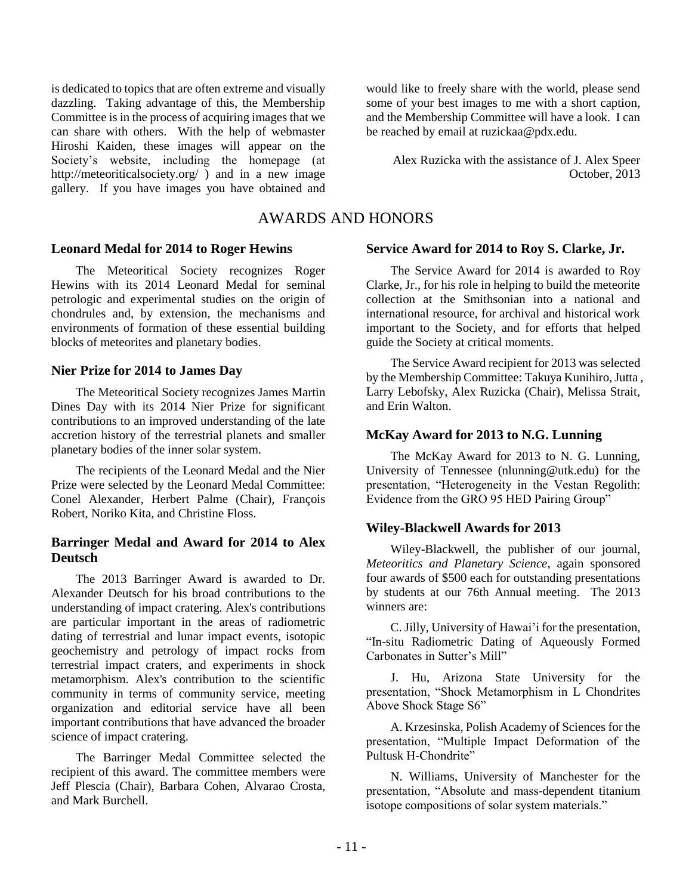is dedicated to topics that are often extreme and visually dazzling. Taking advantage of this, the Membership Committee is in the process of acquiring images that we can share with others. With the help of webmaster Hiroshi Kaiden, these images will appear on the Society's website, including the homepage (at http://meteoriticalsociety.org/ ) and in a new image gallery. If you have images you have obtained and would like to freely share with the world, please send some of your best images to me with a short caption, and the Membership Committee will have a look. I can be reached by email at ruzickaa@pdx.edu.

Alex Ruzicka with the assistance of J. Alex Speer
October, 2013

# AWARDS AND HONORS

### Leonard Medal for 2014 to Roger Hewins

The Meteoritical Society recognizes Roger Hewins with its 2014 Leonard Medal for seminal petrologic and experimental studies on the origin of chondrules and, by extension, the mechanisms and environments of formation of these essential building blocks of meteorites and planetary bodies.

### Nier Prize for 2014 to James Day

The Meteoritical Society recognizes James Martin Dines Day with its 2014 Nier Prize for significant contributions to an improved understanding of the late accretion history of the terrestrial planets and smaller planetary bodies of the inner solar system.

The recipients of the Leonard Medal and the Nier Prize were selected by the Leonard Medal Committee: Conel Alexander, Herbert Palme (Chair), François Robert, Noriko Kita, and Christine Floss.

### Barringer Medal and Award for 2014 to Alex Deutsch

The 2013 Barringer Award is awarded to Dr. Alexander Deutsch for his broad contributions to the understanding of impact cratering. Alex's contributions are particular important in the areas of radiometric dating of terrestrial and lunar impact events, isotopic geochemistry and petrology of impact rocks from terrestrial impact craters, and experiments in shock metamorphism. Alex's contribution to the scientific community in terms of community service, meeting organization and editorial service have all been important contributions that have advanced the broader science of impact cratering.

The Barringer Medal Committee selected the recipient of this award. The committee members were Jeff Plescia (Chair), Barbara Cohen, Alvarao Crosta, and Mark Burchell.

### Service Award for 2014 to Roy S. Clarke, Jr.

The Service Award for 2014 is awarded to Roy Clarke, Jr., for his role in helping to build the meteorite collection at the Smithsonian into a national and international resource, for archival and historical work important to the Society, and for efforts that helped guide the Society at critical moments.

The Service Award recipient for 2013 was selected by the Membership Committee: Takuya Kunihiro, Jutta , Larry Lebofsky, Alex Ruzicka (Chair), Melissa Strait, and Erin Walton.

### McKay Award for 2013 to N.G. Lunning

The McKay Award for 2013 to N. G. Lunning, University of Tennessee (nlunning@utk.edu) for the presentation, "Heterogeneity in the Vestan Regolith: Evidence from the GRO 95 HED Pairing Group"

### Wiley-Blackwell Awards for 2013

Wiley-Blackwell, the publisher of our journal, *Meteoritics and Planetary Science*, again sponsored four awards of $500 each for outstanding presentations by students at our 76th Annual meeting. The 2013 winners are:

C. Jilly, University of Hawai'i for the presentation, "In-situ Radiometric Dating of Aqueously Formed Carbonates in Sutter's Mill"

J. Hu, Arizona State University for the presentation, "Shock Metamorphism in L Chondrites Above Shock Stage S6"

A. Krzesinska, Polish Academy of Sciences for the presentation, "Multiple Impact Deformation of the Pultusk H-Chondrite"

N. Williams, University of Manchester for the presentation, "Absolute and mass-dependent titanium isotope compositions of solar system materials."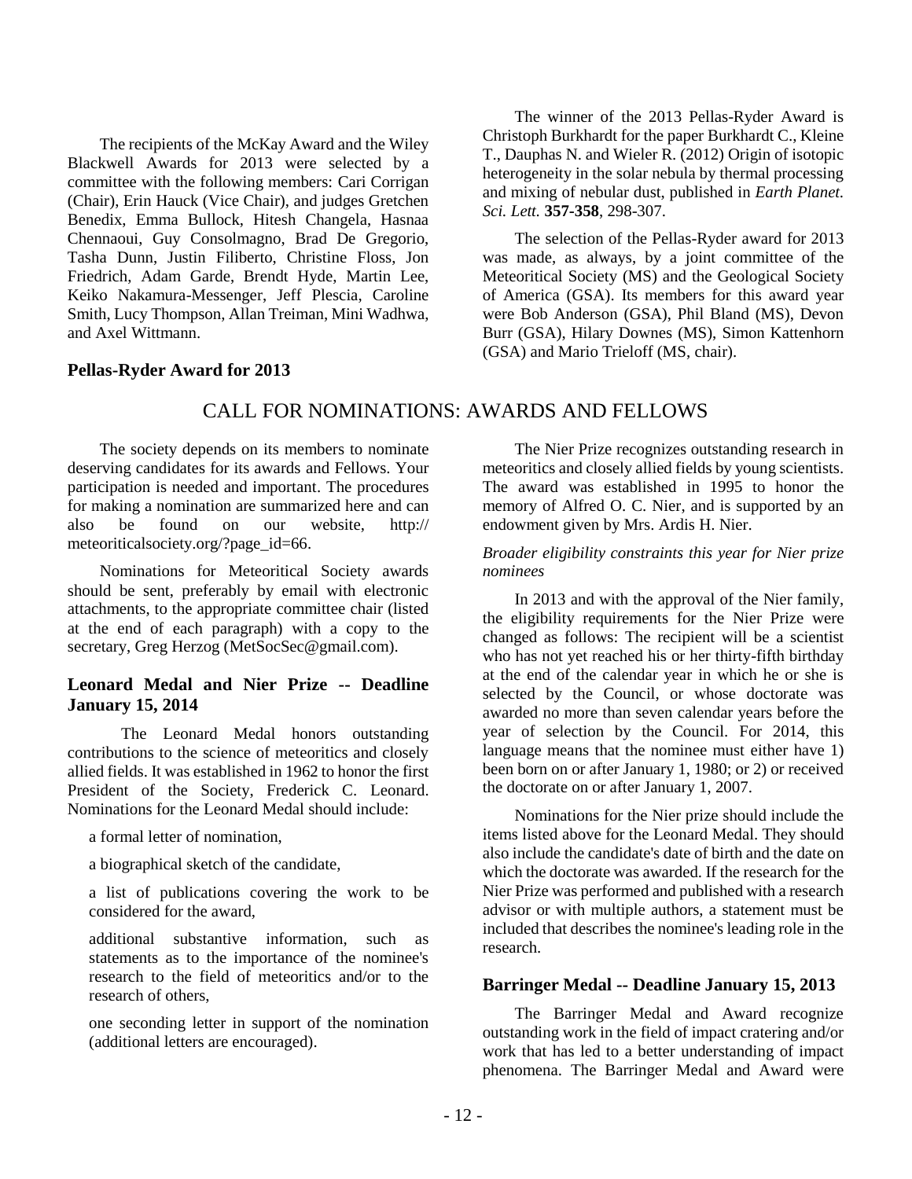The recipients of the McKay Award and the Wiley Blackwell Awards for 2013 were selected by a committee with the following members: Cari Corrigan (Chair), Erin Hauck (Vice Chair), and judges Gretchen Benedix, Emma Bullock, Hitesh Changela, Hasnaa Chennaoui, Guy Consolmagno, Brad De Gregorio, Tasha Dunn, Justin Filiberto, Christine Floss, Jon Friedrich, Adam Garde, Brendt Hyde, Martin Lee, Keiko Nakamura-Messenger, Jeff Plescia, Caroline Smith, Lucy Thompson, Allan Treiman, Mini Wadhwa, and Axel Wittmann.

**Pellas-Ryder Award for 2013**

The winner of the 2013 Pellas-Ryder Award is Christoph Burkhardt for the paper Burkhardt C., Kleine T., Dauphas N. and Wieler R. (2012) Origin of isotopic heterogeneity in the solar nebula by thermal processing and mixing of nebular dust, published in *Earth Planet. Sci. Lett.* **357-358**, 298-307.

The selection of the Pellas-Ryder award for 2013 was made, as always, by a joint committee of the Meteoritical Society (MS) and the Geological Society of America (GSA). Its members for this award year were Bob Anderson (GSA), Phil Bland (MS), Devon Burr (GSA), Hilary Downes (MS), Simon Kattenhorn (GSA) and Mario Trieloff (MS, chair).

## CALL FOR NOMINATIONS: AWARDS AND FELLOWS

The society depends on its members to nominate deserving candidates for its awards and Fellows. Your participation is needed and important. The procedures for making a nomination are summarized here and can also be found on our website, http://meteoriticalsociety.org/?page_id=66.

Nominations for Meteoritical Society awards should be sent, preferably by email with electronic attachments, to the appropriate committee chair (listed at the end of each paragraph) with a copy to the secretary, Greg Herzog (MetSocSec@gmail.com).

### Leonard Medal and Nier Prize -- Deadline January 15, 2014

The Leonard Medal honors outstanding contributions to the science of meteoritics and closely allied fields. It was established in 1962 to honor the first President of the Society, Frederick C. Leonard. Nominations for the Leonard Medal should include:

a formal letter of nomination,

a biographical sketch of the candidate,

a list of publications covering the work to be considered for the award,

additional substantive information, such as statements as to the importance of the nominee's research to the field of meteoritics and/or to the research of others,

one seconding letter in support of the nomination (additional letters are encouraged).

The Nier Prize recognizes outstanding research in meteoritics and closely allied fields by young scientists. The award was established in 1995 to honor the memory of Alfred O. C. Nier, and is supported by an endowment given by Mrs. Ardis H. Nier.

*Broader eligibility constraints this year for Nier prize nominees*

In 2013 and with the approval of the Nier family, the eligibility requirements for the Nier Prize were changed as follows: The recipient will be a scientist who has not yet reached his or her thirty-fifth birthday at the end of the calendar year in which he or she is selected by the Council, or whose doctorate was awarded no more than seven calendar years before the year of selection by the Council. For 2014, this language means that the nominee must either have 1) been born on or after January 1, 1980; or 2) or received the doctorate on or after January 1, 2007.

Nominations for the Nier prize should include the items listed above for the Leonard Medal. They should also include the candidate's date of birth and the date on which the doctorate was awarded. If the research for the Nier Prize was performed and published with a research advisor or with multiple authors, a statement must be included that describes the nominee's leading role in the research.

### Barringer Medal -- Deadline January 15, 2013

The Barringer Medal and Award recognize outstanding work in the field of impact cratering and/or work that has led to a better understanding of impact phenomena. The Barringer Medal and Award were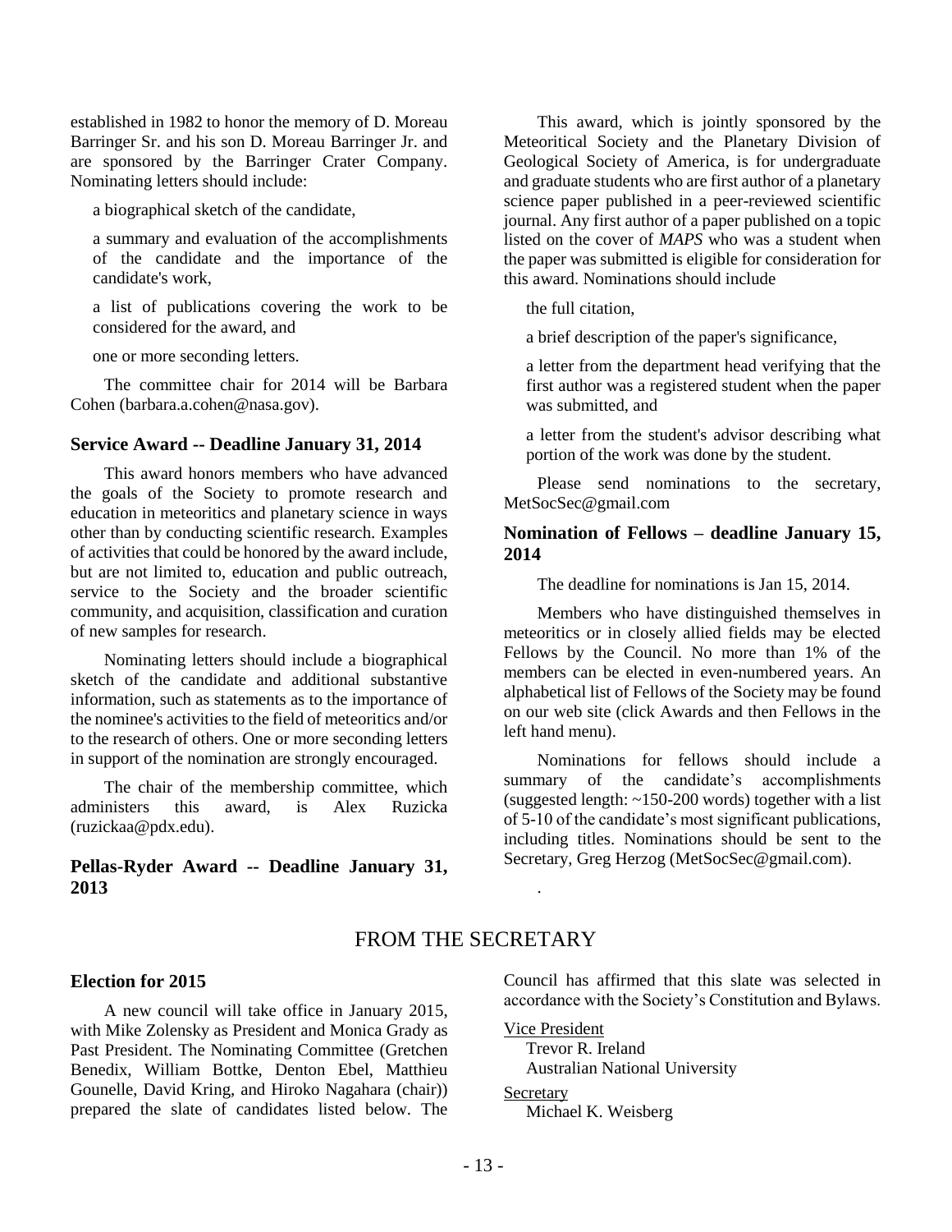established in 1982 to honor the memory of D. Moreau Barringer Sr. and his son D. Moreau Barringer Jr. and are sponsored by the Barringer Crater Company. Nominating letters should include:

a biographical sketch of the candidate,

a summary and evaluation of the accomplishments of the candidate and the importance of the candidate's work,

a list of publications covering the work to be considered for the award, and

one or more seconding letters.

The committee chair for 2014 will be Barbara Cohen (barbara.a.cohen@nasa.gov).

### Service Award -- Deadline January 31, 2014

This award honors members who have advanced the goals of the Society to promote research and education in meteoritics and planetary science in ways other than by conducting scientific research. Examples of activities that could be honored by the award include, but are not limited to, education and public outreach, service to the Society and the broader scientific community, and acquisition, classification and curation of new samples for research.

Nominating letters should include a biographical sketch of the candidate and additional substantive information, such as statements as to the importance of the nominee's activities to the field of meteoritics and/or to the research of others. One or more seconding letters in support of the nomination are strongly encouraged.

The chair of the membership committee, which administers this award, is Alex Ruzicka (ruzickaa@pdx.edu).

### Pellas-Ryder Award -- Deadline January 31, 2013

This award, which is jointly sponsored by the Meteoritical Society and the Planetary Division of Geological Society of America, is for undergraduate and graduate students who are first author of a planetary science paper published in a peer-reviewed scientific journal. Any first author of a paper published on a topic listed on the cover of *MAPS* who was a student when the paper was submitted is eligible for consideration for this award. Nominations should include

the full citation,

a brief description of the paper's significance,

a letter from the department head verifying that the first author was a registered student when the paper was submitted, and

a letter from the student's advisor describing what portion of the work was done by the student.

Please send nominations to the secretary, MetSocSec@gmail.com

### Nomination of Fellows – deadline January 15, 2014

The deadline for nominations is Jan 15, 2014.

Members who have distinguished themselves in meteoritics or in closely allied fields may be elected Fellows by the Council. No more than 1% of the members can be elected in even-numbered years. An alphabetical list of Fellows of the Society may be found on our web site (click Awards and then Fellows in the left hand menu).

Nominations for fellows should include a summary of the candidate's accomplishments (suggested length: ~150-200 words) together with a list of 5-10 of the candidate's most significant publications, including titles. Nominations should be sent to the Secretary, Greg Herzog (MetSocSec@gmail.com).

## FROM THE SECRETARY

### Election for 2015

A new council will take office in January 2015, with Mike Zolensky as President and Monica Grady as Past President. The Nominating Committee (Gretchen Benedix, William Bottke, Denton Ebel, Matthieu Gounelle, David Kring, and Hiroko Nagahara (chair)) prepared the slate of candidates listed below. The Council has affirmed that this slate was selected in accordance with the Society's Constitution and Bylaws.

Vice President
Trevor R. Ireland
Australian National University

Secretary
Michael K. Weisberg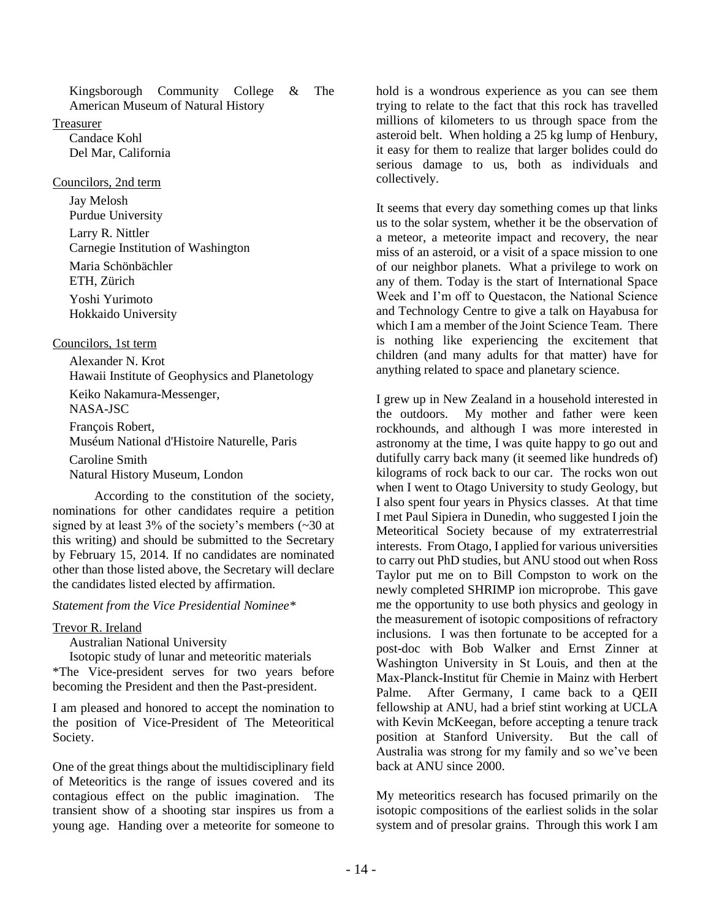Kingsborough Community College & The American Museum of Natural History

Treasurer

Candace Kohl
Del Mar, California

Councilors, 2nd term

Jay Melosh
Purdue University

Larry R. Nittler
Carnegie Institution of Washington

Maria Schönbächler
ETH, Zürich

Yoshi Yurimoto
Hokkaido University

Councilors, 1st term

Alexander N. Krot
Hawaii Institute of Geophysics and Planetology

Keiko Nakamura-Messenger,
NASA-JSC

François Robert,
Muséum National d'Histoire Naturelle, Paris

Caroline Smith
Natural History Museum, London

According to the constitution of the society, nominations for other candidates require a petition signed by at least 3% of the society's members (~30 at this writing) and should be submitted to the Secretary by February 15, 2014. If no candidates are nominated other than those listed above, the Secretary will declare the candidates listed elected by affirmation.

*Statement from the Vice Presidential Nominee\**

Trevor R. Ireland

Australian National University

Isotopic study of lunar and meteoritic materials

\*The Vice-president serves for two years before becoming the President and then the Past-president.

I am pleased and honored to accept the nomination to the position of Vice-President of The Meteoritical Society.

One of the great things about the multidisciplinary field of Meteoritics is the range of issues covered and its contagious effect on the public imagination. The transient show of a shooting star inspires us from a young age. Handing over a meteorite for someone to hold is a wondrous experience as you can see them trying to relate to the fact that this rock has travelled millions of kilometers to us through space from the asteroid belt. When holding a 25 kg lump of Henbury, it easy for them to realize that larger bolides could do serious damage to us, both as individuals and collectively.

It seems that every day something comes up that links us to the solar system, whether it be the observation of a meteor, a meteorite impact and recovery, the near miss of an asteroid, or a visit of a space mission to one of our neighbor planets. What a privilege to work on any of them. Today is the start of International Space Week and I'm off to Questacon, the National Science and Technology Centre to give a talk on Hayabusa for which I am a member of the Joint Science Team. There is nothing like experiencing the excitement that children (and many adults for that matter) have for anything related to space and planetary science.

I grew up in New Zealand in a household interested in the outdoors. My mother and father were keen rockhounds, and although I was more interested in astronomy at the time, I was quite happy to go out and dutifully carry back many (it seemed like hundreds of) kilograms of rock back to our car. The rocks won out when I went to Otago University to study Geology, but I also spent four years in Physics classes. At that time I met Paul Sipiera in Dunedin, who suggested I join the Meteoritical Society because of my extraterrestrial interests. From Otago, I applied for various universities to carry out PhD studies, but ANU stood out when Ross Taylor put me on to Bill Compston to work on the newly completed SHRIMP ion microprobe. This gave me the opportunity to use both physics and geology in the measurement of isotopic compositions of refractory inclusions. I was then fortunate to be accepted for a post-doc with Bob Walker and Ernst Zinner at Washington University in St Louis, and then at the Max-Planck-Institut für Chemie in Mainz with Herbert Palme. After Germany, I came back to a QEII fellowship at ANU, had a brief stint working at UCLA with Kevin McKeegan, before accepting a tenure track position at Stanford University. But the call of Australia was strong for my family and so we've been back at ANU since 2000.

My meteoritics research has focused primarily on the isotopic compositions of the earliest solids in the solar system and of presolar grains. Through this work I am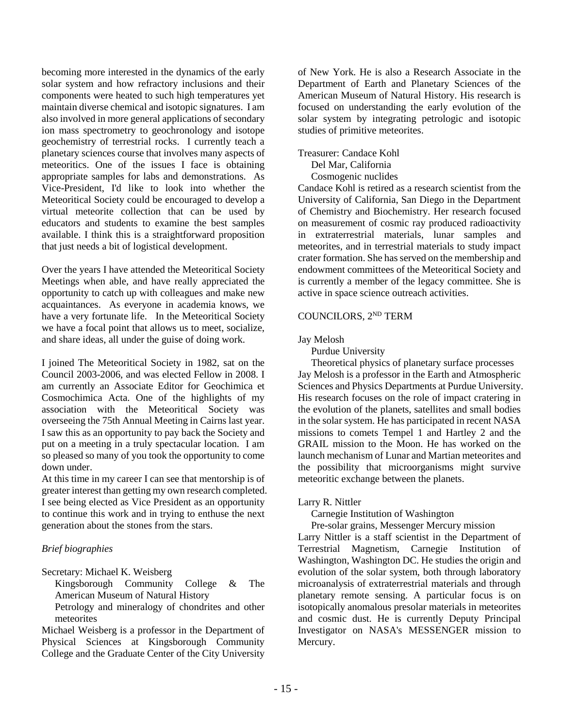becoming more interested in the dynamics of the early solar system and how refractory inclusions and their components were heated to such high temperatures yet maintain diverse chemical and isotopic signatures. I am also involved in more general applications of secondary ion mass spectrometry to geochronology and isotope geochemistry of terrestrial rocks. I currently teach a planetary sciences course that involves many aspects of meteoritics. One of the issues I face is obtaining appropriate samples for labs and demonstrations. As Vice-President, I'd like to look into whether the Meteoritical Society could be encouraged to develop a virtual meteorite collection that can be used by educators and students to examine the best samples available. I think this is a straightforward proposition that just needs a bit of logistical development.

Over the years I have attended the Meteoritical Society Meetings when able, and have really appreciated the opportunity to catch up with colleagues and make new acquaintances. As everyone in academia knows, we have a very fortunate life. In the Meteoritical Society we have a focal point that allows us to meet, socialize, and share ideas, all under the guise of doing work.

I joined The Meteoritical Society in 1982, sat on the Council 2003-2006, and was elected Fellow in 2008. I am currently an Associate Editor for Geochimica et Cosmochimica Acta. One of the highlights of my association with the Meteoritical Society was overseeing the 75th Annual Meeting in Cairns last year. I saw this as an opportunity to pay back the Society and put on a meeting in a truly spectacular location. I am so pleased so many of you took the opportunity to come down under.

At this time in my career I can see that mentorship is of greater interest than getting my own research completed. I see being elected as Vice President as an opportunity to continue this work and in trying to enthuse the next generation about the stones from the stars.

*Brief biographies*

Secretary: Michael K. Weisberg
Kingsborough Community College & The American Museum of Natural History
Petrology and mineralogy of chondrites and other meteorites

Michael Weisberg is a professor in the Department of Physical Sciences at Kingsborough Community College and the Graduate Center of the City University of New York. He is also a Research Associate in the Department of Earth and Planetary Sciences of the American Museum of Natural History. His research is focused on understanding the early evolution of the solar system by integrating petrologic and isotopic studies of primitive meteorites.

Treasurer: Candace Kohl
Del Mar, California
Cosmogenic nuclides

Candace Kohl is retired as a research scientist from the University of California, San Diego in the Department of Chemistry and Biochemistry. Her research focused on measurement of cosmic ray produced radioactivity in extraterrestrial materials, lunar samples and meteorites, and in terrestrial materials to study impact crater formation. She has served on the membership and endowment committees of the Meteoritical Society and is currently a member of the legacy committee. She is active in space science outreach activities.

COUNCILORS, 2ND TERM

Jay Melosh
Purdue University
Theoretical physics of planetary surface processes

Jay Melosh is a professor in the Earth and Atmospheric Sciences and Physics Departments at Purdue University. His research focuses on the role of impact cratering in the evolution of the planets, satellites and small bodies in the solar system. He has participated in recent NASA missions to comets Tempel 1 and Hartley 2 and the GRAIL mission to the Moon. He has worked on the launch mechanism of Lunar and Martian meteorites and the possibility that microorganisms might survive meteoritic exchange between the planets.

Larry R. Nittler
Carnegie Institution of Washington
Pre-solar grains, Messenger Mercury mission

Larry Nittler is a staff scientist in the Department of Terrestrial Magnetism, Carnegie Institution of Washington, Washington DC. He studies the origin and evolution of the solar system, both through laboratory microanalysis of extraterrestrial materials and through planetary remote sensing. A particular focus is on isotopically anomalous presolar materials in meteorites and cosmic dust. He is currently Deputy Principal Investigator on NASA's MESSENGER mission to Mercury.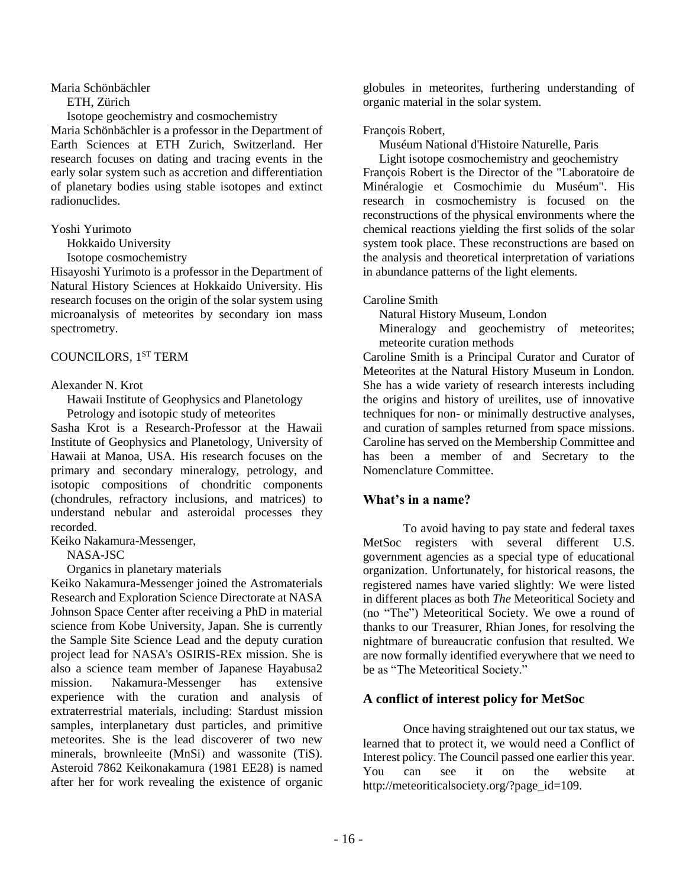Maria Schönbächler

ETH, Zürich

Isotope geochemistry and cosmochemistry

Maria Schönbächler is a professor in the Department of Earth Sciences at ETH Zurich, Switzerland. Her research focuses on dating and tracing events in the early solar system such as accretion and differentiation of planetary bodies using stable isotopes and extinct radionuclides.

Yoshi Yurimoto

Hokkaido University

Isotope cosmochemistry

Hisayoshi Yurimoto is a professor in the Department of Natural History Sciences at Hokkaido University. His research focuses on the origin of the solar system using microanalysis of meteorites by secondary ion mass spectrometry.

COUNCILORS, 1ST TERM

Alexander N. Krot

Hawaii Institute of Geophysics and Planetology

Petrology and isotopic study of meteorites

Sasha Krot is a Research-Professor at the Hawaii Institute of Geophysics and Planetology, University of Hawaii at Manoa, USA. His research focuses on the primary and secondary mineralogy, petrology, and isotopic compositions of chondritic components (chondrules, refractory inclusions, and matrices) to understand nebular and asteroidal processes they recorded.

Keiko Nakamura-Messenger,

NASA-JSC

Organics in planetary materials

Keiko Nakamura-Messenger joined the Astromaterials Research and Exploration Science Directorate at NASA Johnson Space Center after receiving a PhD in material science from Kobe University, Japan. She is currently the Sample Site Science Lead and the deputy curation project lead for NASA's OSIRIS-REx mission. She is also a science team member of Japanese Hayabusa2 mission. Nakamura-Messenger has extensive experience with the curation and analysis of extraterrestrial materials, including: Stardust mission samples, interplanetary dust particles, and primitive meteorites. She is the lead discoverer of two new minerals, brownleeite (MnSi) and wassonite (TiS). Asteroid 7862 Keikonakamura (1981 EE28) is named after her for work revealing the existence of organic globules in meteorites, furthering understanding of organic material in the solar system.

François Robert,

Muséum National d'Histoire Naturelle, Paris

Light isotope cosmochemistry and geochemistry

François Robert is the Director of the "Laboratoire de Minéralogie et Cosmochimie du Muséum". His research in cosmochemistry is focused on the reconstructions of the physical environments where the chemical reactions yielding the first solids of the solar system took place. These reconstructions are based on the analysis and theoretical interpretation of variations in abundance patterns of the light elements.

Caroline Smith

Natural History Museum, London

Mineralogy and geochemistry of meteorites; meteorite curation methods

Caroline Smith is a Principal Curator and Curator of Meteorites at the Natural History Museum in London. She has a wide variety of research interests including the origins and history of ureilites, use of innovative techniques for non- or minimally destructive analyses, and curation of samples returned from space missions. Caroline has served on the Membership Committee and has been a member of and Secretary to the Nomenclature Committee.

## What's in a name?

To avoid having to pay state and federal taxes MetSoc registers with several different U.S. government agencies as a special type of educational organization. Unfortunately, for historical reasons, the registered names have varied slightly: We were listed in different places as both *The* Meteoritical Society and (no "The") Meteoritical Society. We owe a round of thanks to our Treasurer, Rhian Jones, for resolving the nightmare of bureaucratic confusion that resulted. We are now formally identified everywhere that we need to be as "The Meteoritical Society."

## A conflict of interest policy for MetSoc

Once having straightened out our tax status, we learned that to protect it, we would need a Conflict of Interest policy. The Council passed one earlier this year. You can see it on the website at http://meteoriticalsociety.org/?page_id=109.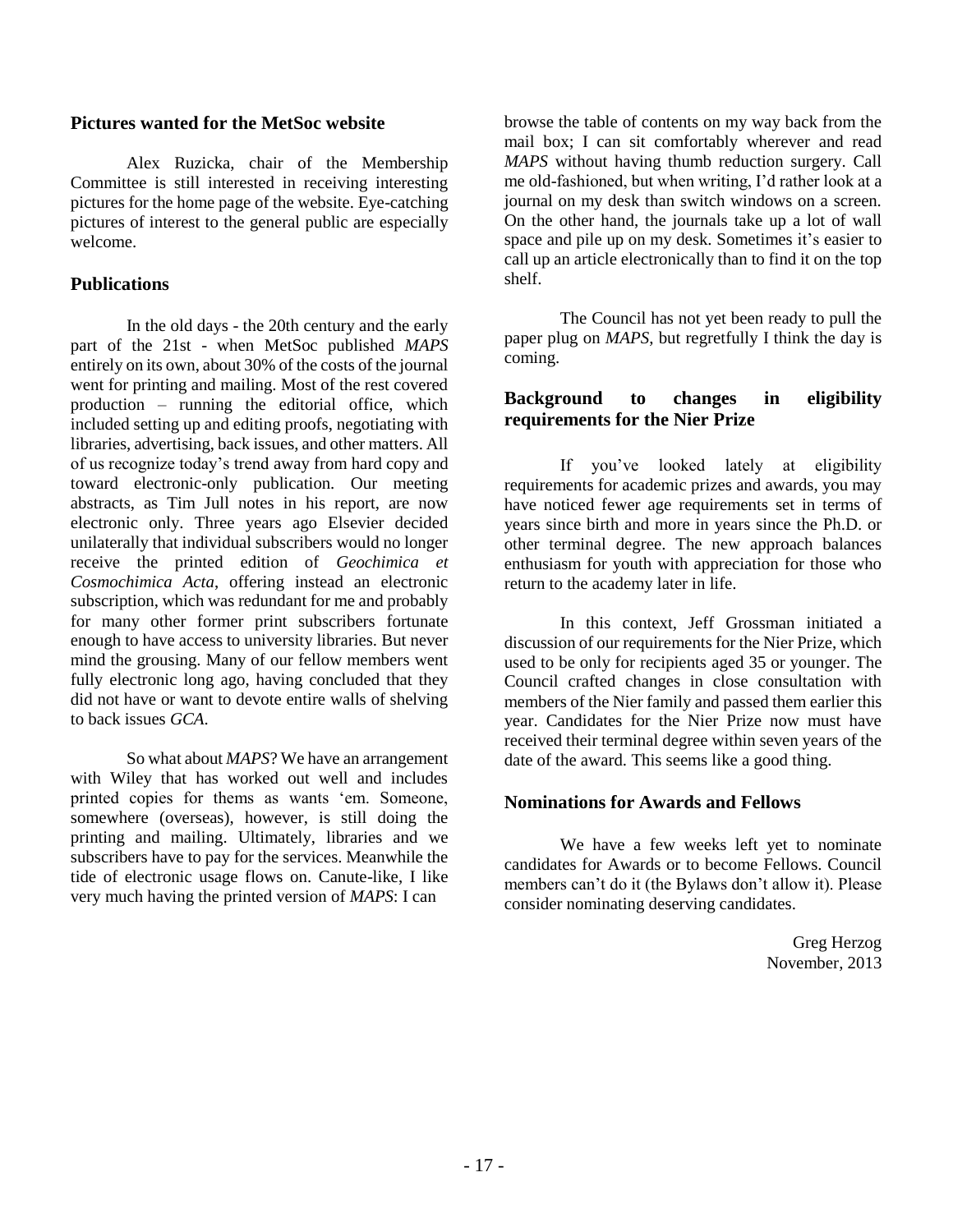## Pictures wanted for the MetSoc website

Alex Ruzicka, chair of the Membership Committee is still interested in receiving interesting pictures for the home page of the website. Eye-catching pictures of interest to the general public are especially welcome.

## Publications

In the old days - the 20th century and the early part of the 21st - when MetSoc published *MAPS* entirely on its own, about 30% of the costs of the journal went for printing and mailing. Most of the rest covered production – running the editorial office, which included setting up and editing proofs, negotiating with libraries, advertising, back issues, and other matters. All of us recognize today's trend away from hard copy and toward electronic-only publication. Our meeting abstracts, as Tim Jull notes in his report, are now electronic only. Three years ago Elsevier decided unilaterally that individual subscribers would no longer receive the printed edition of *Geochimica et Cosmochimica Acta*, offering instead an electronic subscription, which was redundant for me and probably for many other former print subscribers fortunate enough to have access to university libraries. But never mind the grousing. Many of our fellow members went fully electronic long ago, having concluded that they did not have or want to devote entire walls of shelving to back issues *GCA*.

So what about *MAPS*? We have an arrangement with Wiley that has worked out well and includes printed copies for thems as wants 'em. Someone, somewhere (overseas), however, is still doing the printing and mailing. Ultimately, libraries and we subscribers have to pay for the services. Meanwhile the tide of electronic usage flows on. Canute-like, I like very much having the printed version of *MAPS*: I can browse the table of contents on my way back from the mail box; I can sit comfortably wherever and read *MAPS* without having thumb reduction surgery. Call me old-fashioned, but when writing, I'd rather look at a journal on my desk than switch windows on a screen. On the other hand, the journals take up a lot of wall space and pile up on my desk. Sometimes it's easier to call up an article electronically than to find it on the top shelf.

The Council has not yet been ready to pull the paper plug on *MAPS*, but regretfully I think the day is coming.

## Background to changes in eligibility requirements for the Nier Prize

If you've looked lately at eligibility requirements for academic prizes and awards, you may have noticed fewer age requirements set in terms of years since birth and more in years since the Ph.D. or other terminal degree. The new approach balances enthusiasm for youth with appreciation for those who return to the academy later in life.

In this context, Jeff Grossman initiated a discussion of our requirements for the Nier Prize, which used to be only for recipients aged 35 or younger. The Council crafted changes in close consultation with members of the Nier family and passed them earlier this year. Candidates for the Nier Prize now must have received their terminal degree within seven years of the date of the award. This seems like a good thing.

## Nominations for Awards and Fellows

We have a few weeks left yet to nominate candidates for Awards or to become Fellows. Council members can't do it (the Bylaws don't allow it). Please consider nominating deserving candidates.

Greg Herzog  
November, 2013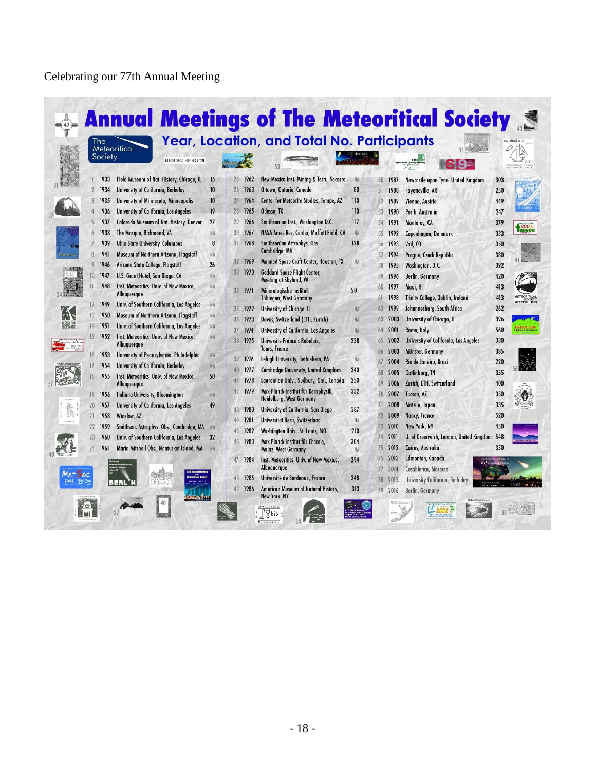Celebrating our 77th Annual Meeting

# Annual Meetings of The Meteoritical Society

## Year, Location, and Total No. Participants

| No. | Year | Location | Participants |
|---|---|---|---|
| 1 | 1933 | Field Museum of Nat. History, Chicago, IL | 15 |
| 2 | 1934 | University of California, Berkeley | 10 |
| 3 | 1935 | University of Minnesota, Minneapolis | 10 |
| 4 | 1936 | University of California, Los Angeles | 19 |
| 5 | 1937 | Colorado Museum of Nat. History, Denver | 27 |
| 6 | 1938 | The Mosque, Richmond, VA | NA |
| 7 | 1939 | Ohio State University, Columbus | 8 |
| 8 | 1941 | Museum of Northern Arizona, Flagstaff | NA |
| 9 | 1946 | Arizona State College, Flagstaff | 26 |
| 10 | 1947 | U.S. Grant Hotel, San Diego, CA | NA |
| 11 | 1948 | Inst. Meteoritics, Univ. of New Mexico, Albuquerque | NA |
| 12 | 1949 | Univ. of Southern California, Los Angeles | NA |
| 13 | 1950 | Museum of Northern Arizona, Flagstaff | NA |
| 14 | 1951 | Univ. of Southern California, Los Angeles | NA |
| 15 | 1952 | Inst. Meteoritics, Univ. of New Mexico, Albuquerque | NA |
| 16 | 1953 | University of Pennsylvania, Philadelphia | NA |
| 17 | 1954 | University of California, Berkeley | NA |
| 18 | 1955 | Inst. Meteoritics, Univ. of New Mexico, Albuquerque | 50 |
| 19 | 1956 | Indiana University, Bloomington | NA |
| 20 | 1957 | University of California, Los Angeles | 49 |
| 21 | 1958 | Winslow, AZ | |
| 22 | 1959 | Smithson. Astrophys. Obs., Cambridge, MA | NA |
| 23 | 1960 | Univ. of Southern California, Los Angeles | 32 |
| 24 | 1961 | Maria Mitchell Obs., Nantucket Island, MA | NA |
| 25 | 1962 | New Mexico Inst. Mining & Tech., Socorro | NA |
| 26 | 1963 | Ottawa, Ontario, Canada | 80 |
| 27 | 1964 | Center for Meteorite Studies, Tempe, AZ | 110 |
| 28 | 1965 | Odessa, TX | 110 |
| 29 | 1966 | Smithsonian Inst., Washington D.C. | 117 |
| 30 | 1967 | NASA Ames Res. Center, Moffett Field, CA | NA |
| 31 | 1968 | Smithsonian Astrophys. Obs., Cambridge, MA | 128 |
| 32 | 1969 | Manned Space Craft Center, Houston, TX | NA |
| 33 | 1970 | Goddard Space Flight Center, Meeting at Skyland, VA | |
| 34 | 1971 | Mineralogische Institut, Tübingen, West Germany | 201 |
| 35 | 1972 | University of Chicago, IL | NA |
| 36 | 1973 | Davos, Switzerland (ETH, Zurich) | NA |
| 37 | 1974 | University of California, Los Angeles | NA |
| 38 | 1975 | Université Francois Rabelais, Tours, France | 238 |
| 39 | 1976 | Lehigh University, Bethlehem, PA | NA |
| 40 | 1977 | Cambridge University, United Kingdom | 340 |
| 41 | 1978 | Laurentian Univ., Sudbury, Ont., Canada | 250 |
| 42 | 1979 | Max-Planck-Institut für Kernphysik, Heidelberg, West Germany | 332 |
| 43 | 1980 | University of California, San Diego | 287 |
| 44 | 1981 | Universitat Bern, Switzerland | NA |
| 45 | 1982 | Washington Univ., St. Louis, MO | 210 |
| 46 | 1983 | Max-Planck-Institut für Chemie, Mainz, West Germany | 304 |
| 47 | 1984 | Inst. Meteoritics, Univ. of New Mexico, Albuquerque | 294 |
| 48 | 1985 | Université de Bordeaux, France | 348 |
| 49 | 1986 | American Museum of Natural History, New York, NY | 313 |
| 50 | 1987 | Newcastle upon Tyne, United Kingdom | 303 |
| 51 | 1988 | Fayetteville, AR | 250 |
| 52 | 1989 | Vienna, Austria | 449 |
| 53 | 1990 | Perth, Australia | 247 |
| 54 | 1991 | Monterey, CA | 379 |
| 55 | 1992 | Copenhagen, Denmark | 333 |
| 56 | 1993 | Vail, CO | 350 |
| 57 | 1994 | Prague, Czech Republic | 380 |
| 58 | 1995 | Washington, D.C. | 392 |
| 59 | 1996 | Berlin, Germany | 420 |
| 60 | 1997 | Maui, HI | 413 |
| 61 | 1998 | Trinity College, Dublin, Ireland | 413 |
| 62 | 1999 | Johannesburg, South Africa | 262 |
| 63 | 2000 | University of Chicago, IL | 396 |
| 64 | 2001 | Rome, Italy | 560 |
| 65 | 2002 | University of California, Los Angeles | 330 |
| 66 | 2003 | Münster, Germany | 385 |
| 67 | 2004 | Rio de Janeiro, Brazil | 220 |
| 68 | 2005 | Gatlinburg, TN | 355 |
| 69 | 2006 | Zurich, ETH, Switzerland | 400 |
| 70 | 2007 | Tucson, AZ | 350 |
| 71 | 2008 | Matsue, Japan | 335 |
| 72 | 2009 | Nancy, France | 520 |
| 73 | 2010 | New York, NY | 450 |
| 74 | 2011 | U. of Greenwich, London, United Kingdom | 548 |
| 75 | 2012 | Cairns, Australia | 350 |
| 76 | 2013 | Edmonton, Canada | |
| 77 | 2014 | Casablanca, Morocco | |
| 78 | 2015 | University California, Berkeley | |
| 79 | 2016 | Berlin, Germany | |